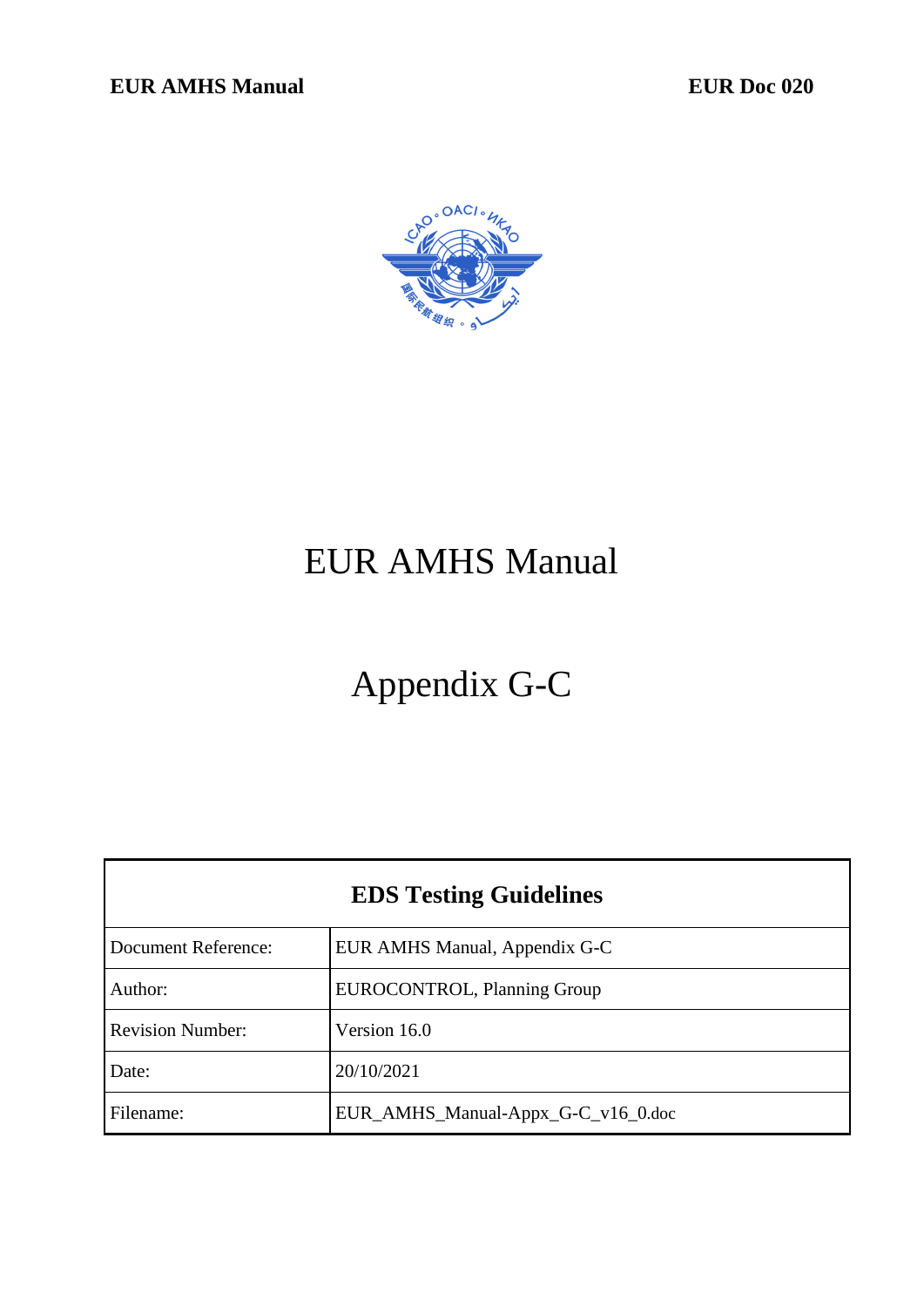# EUR AMHS Manual

# Appendix G-C

| EDS Testing Guidelines | |
|---|---|
| Document Reference: | EUR AMHS Manual, Appendix G-C |
| Author: | EUROCONTROL, Planning Group |
| Revision Number: | Version 16.0 |
| Date: | 20/10/2021 |
| Filename: | EUR_AMHS_Manual-Appx_G-C_v16_0.doc |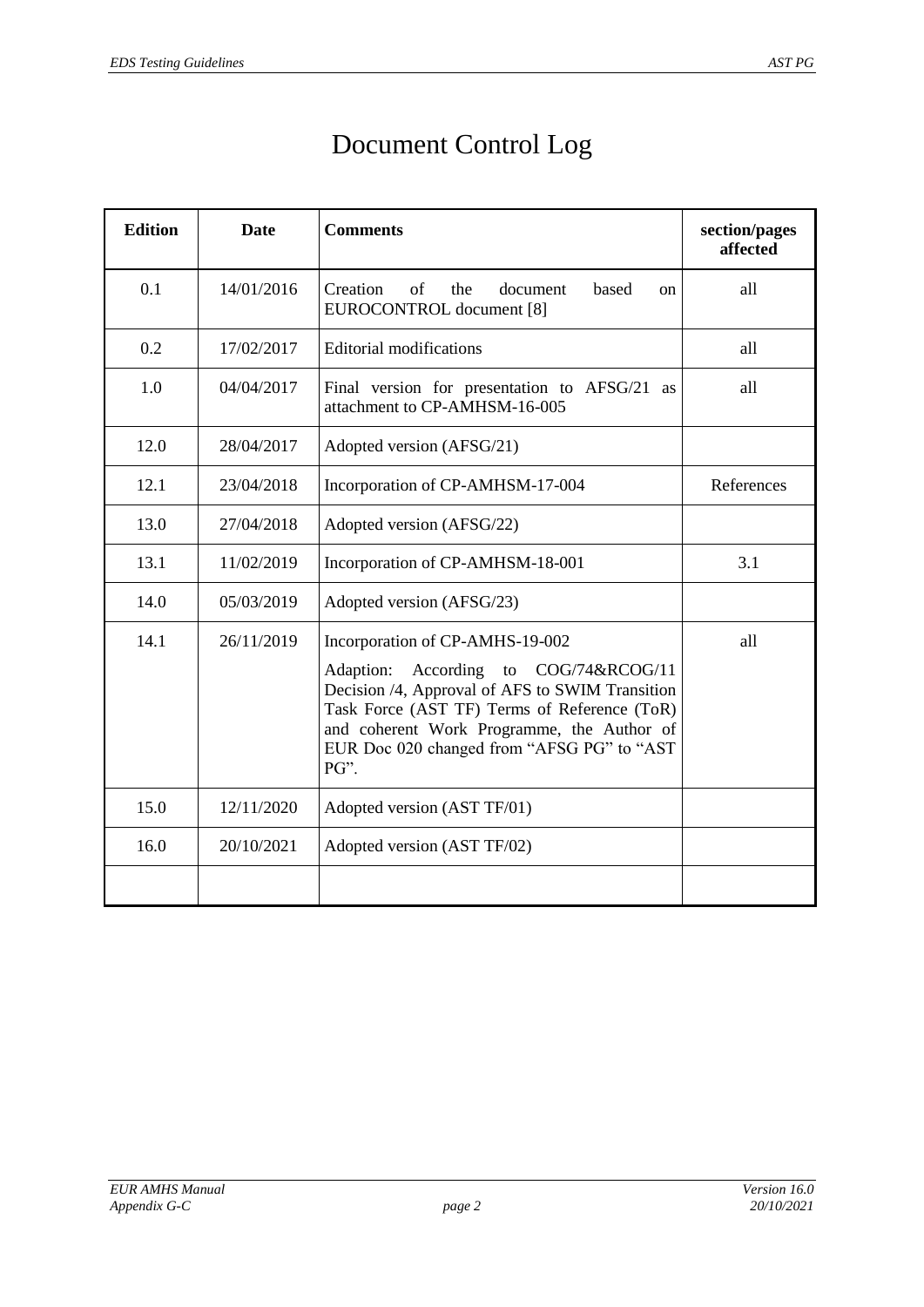# Document Control Log

| Edition | Date | Comments | section/pages affected |
|---|---|---|---|
| 0.1 | 14/01/2016 | Creation of the document based on EUROCONTROL document [8] | all |
| 0.2 | 17/02/2017 | Editorial modifications | all |
| 1.0 | 04/04/2017 | Final version for presentation to AFSG/21 as attachment to CP-AMHSM-16-005 | all |
| 12.0 | 28/04/2017 | Adopted version (AFSG/21) | |
| 12.1 | 23/04/2018 | Incorporation of CP-AMHSM-17-004 | References |
| 13.0 | 27/04/2018 | Adopted version (AFSG/22) | |
| 13.1 | 11/02/2019 | Incorporation of CP-AMHSM-18-001 | 3.1 |
| 14.0 | 05/03/2019 | Adopted version (AFSG/23) | |
| 14.1 | 26/11/2019 | Incorporation of CP-AMHS-19-002<br><br>Adaption: According to COG/74&RCOG/11 Decision /4, Approval of AFS to SWIM Transition Task Force (AST TF) Terms of Reference (ToR) and coherent Work Programme, the Author of EUR Doc 020 changed from "AFSG PG" to "AST PG". | all |
| 15.0 | 12/11/2020 | Adopted version (AST TF/01) | |
| 16.0 | 20/10/2021 | Adopted version (AST TF/02) | |
| | | | |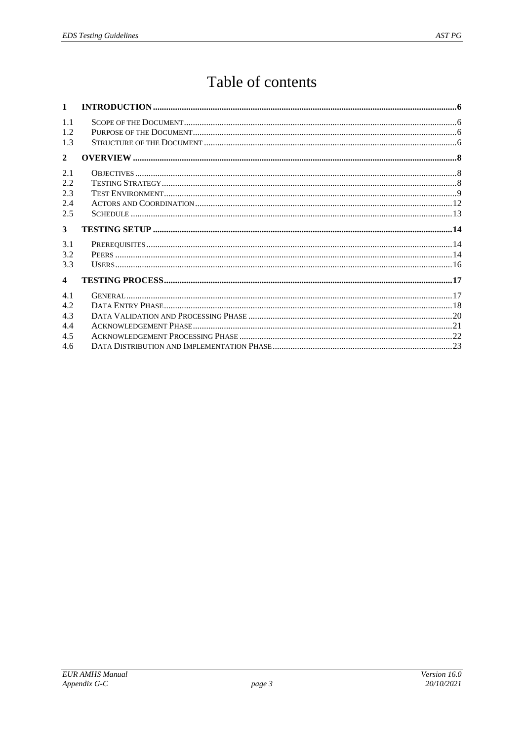# Table of contents

**1 INTRODUCTION .......................................................................................................................... 6**

1.1 SCOPE OF THE DOCUMENT ........................................................................................................... 6
1.2 PURPOSE OF THE DOCUMENT ....................................................................................................... 6
1.3 STRUCTURE OF THE DOCUMENT .................................................................................................. 6

**2 OVERVIEW ................................................................................................................................ 8**

2.1 OBJECTIVES ................................................................................................................................ 8
2.2 TESTING STRATEGY ..................................................................................................................... 8
2.3 TEST ENVIRONMENT .................................................................................................................... 9
2.4 ACTORS AND COORDINATION ..................................................................................................... 12
2.5 SCHEDULE ................................................................................................................................. 13

**3 TESTING SETUP ..................................................................................................................... 14**

3.1 PREREQUISITES .......................................................................................................................... 14
3.2 PEERS ........................................................................................................................................ 14
3.3 USERS ........................................................................................................................................ 16

**4 TESTING PROCESS ................................................................................................................. 17**

4.1 GENERAL ................................................................................................................................... 17
4.2 DATA ENTRY PHASE ................................................................................................................... 18
4.3 DATA VALIDATION AND PROCESSING PHASE .............................................................................. 20
4.4 ACKNOWLEDGEMENT PHASE ...................................................................................................... 21
4.5 ACKNOWLEDGEMENT PROCESSING PHASE ................................................................................. 22
4.6 DATA DISTRIBUTION AND IMPLEMENTATION PHASE ................................................................... 23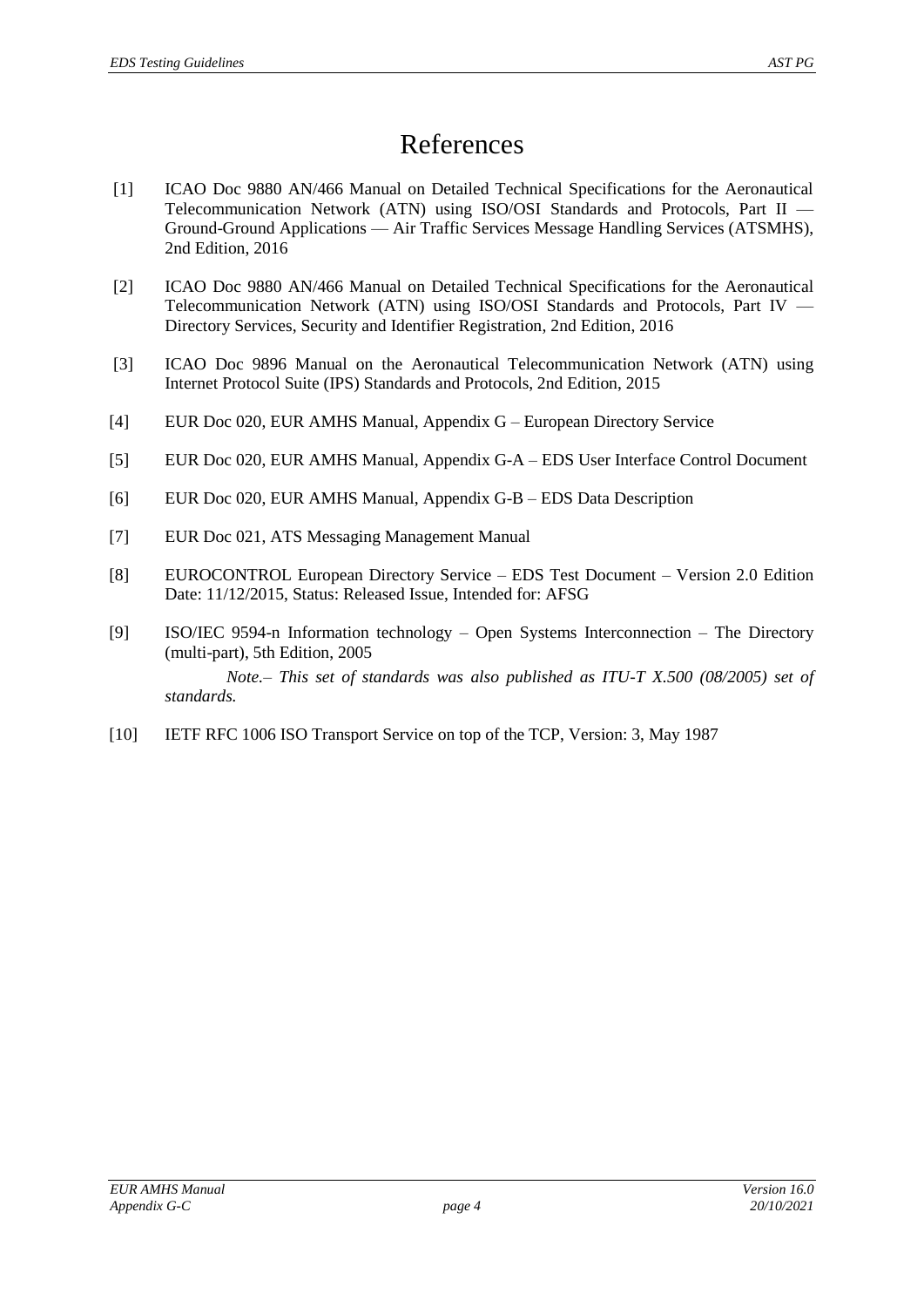# References

[1] ICAO Doc 9880 AN/466 Manual on Detailed Technical Specifications for the Aeronautical Telecommunication Network (ATN) using ISO/OSI Standards and Protocols, Part II — Ground-Ground Applications — Air Traffic Services Message Handling Services (ATSMHS), 2nd Edition, 2016

[2] ICAO Doc 9880 AN/466 Manual on Detailed Technical Specifications for the Aeronautical Telecommunication Network (ATN) using ISO/OSI Standards and Protocols, Part IV — Directory Services, Security and Identifier Registration, 2nd Edition, 2016

[3] ICAO Doc 9896 Manual on the Aeronautical Telecommunication Network (ATN) using Internet Protocol Suite (IPS) Standards and Protocols, 2nd Edition, 2015

[4] EUR Doc 020, EUR AMHS Manual, Appendix G – European Directory Service

[5] EUR Doc 020, EUR AMHS Manual, Appendix G-A – EDS User Interface Control Document

[6] EUR Doc 020, EUR AMHS Manual, Appendix G-B – EDS Data Description

[7] EUR Doc 021, ATS Messaging Management Manual

[8] EUROCONTROL European Directory Service – EDS Test Document – Version 2.0 Edition Date: 11/12/2015, Status: Released Issue, Intended for: AFSG

[9] ISO/IEC 9594-n Information technology – Open Systems Interconnection – The Directory (multi-part), 5th Edition, 2005

*Note.– This set of standards was also published as ITU-T X.500 (08/2005) set of standards.*

[10] IETF RFC 1006 ISO Transport Service on top of the TCP, Version: 3, May 1987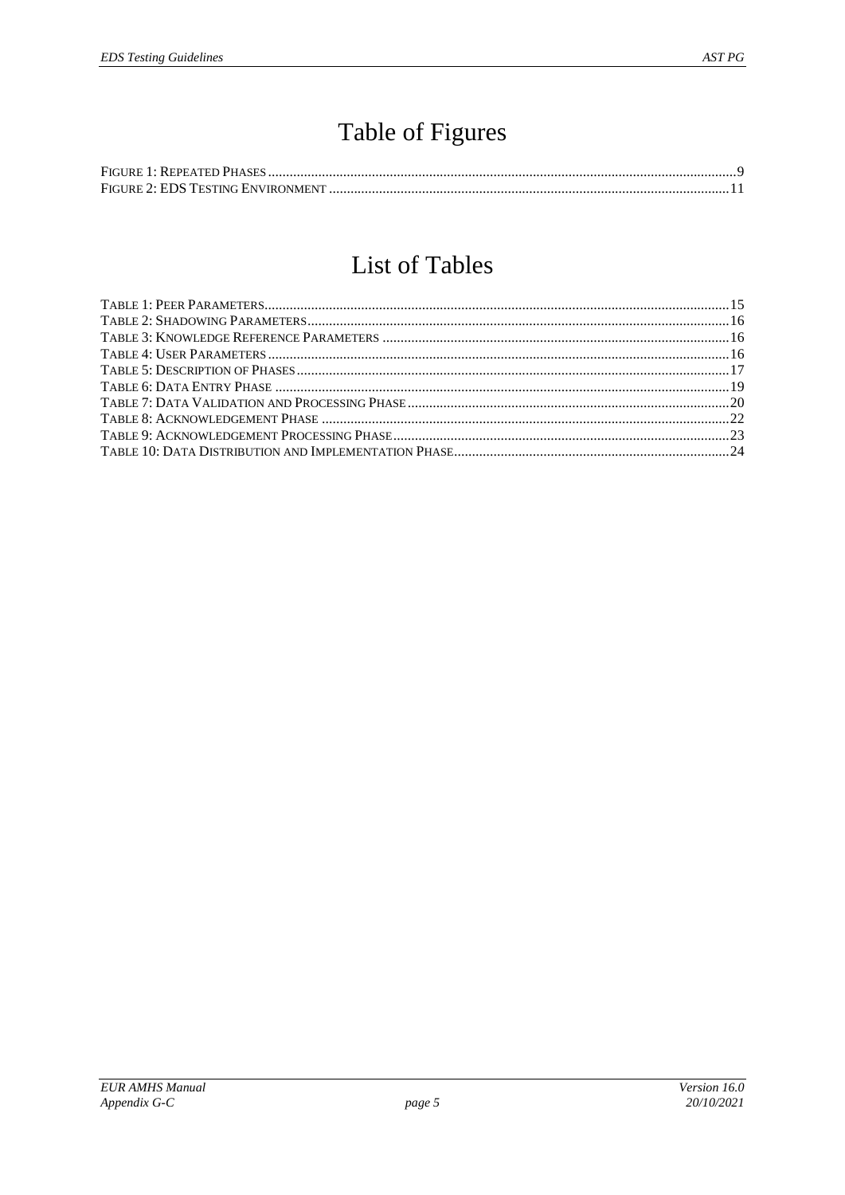# Table of Figures

FIGURE 1: REPEATED PHASES ....................................................................................................................................9
FIGURE 2: EDS TESTING ENVIRONMENT ..............................................................................................................11

# List of Tables

TABLE 1: PEER PARAMETERS.................................................................................................................................15
TABLE 2: SHADOWING PARAMETERS.....................................................................................................................16
TABLE 3: KNOWLEDGE REFERENCE PARAMETERS ................................................................................................16
TABLE 4: USER PARAMETERS ................................................................................................................................16
TABLE 5: DESCRIPTION OF PHASES........................................................................................................................17
TABLE 6: DATA ENTRY PHASE ..............................................................................................................................19
TABLE 7: DATA VALIDATION AND PROCESSING PHASE..........................................................................................20
TABLE 8: ACKNOWLEDGEMENT PHASE .................................................................................................................22
TABLE 9: ACKNOWLEDGEMENT PROCESSING PHASE.............................................................................................23
TABLE 10: DATA DISTRIBUTION AND IMPLEMENTATION PHASE.............................................................................24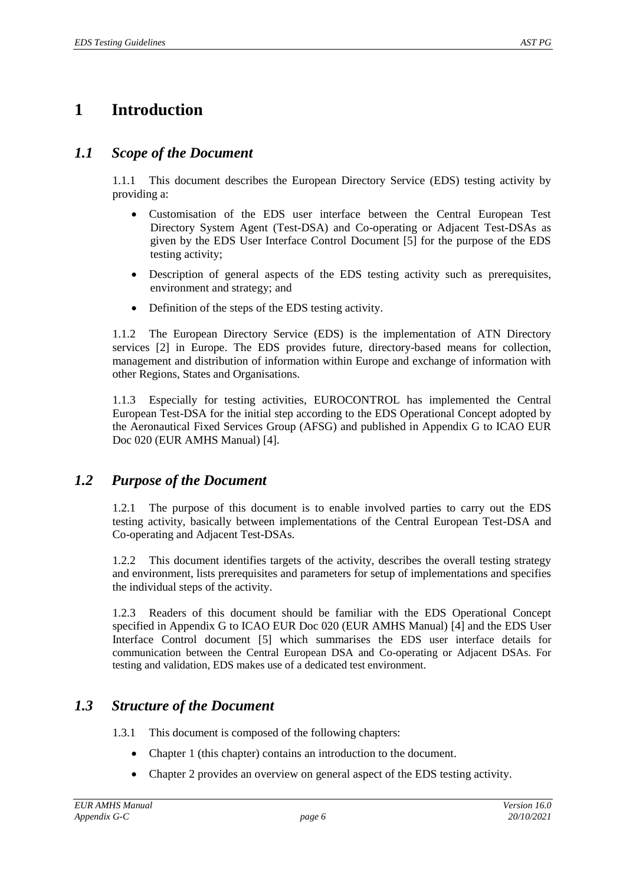# 1 Introduction

## *1.1 Scope of the Document*

1.1.1 This document describes the European Directory Service (EDS) testing activity by providing a:

- Customisation of the EDS user interface between the Central European Test Directory System Agent (Test-DSA) and Co-operating or Adjacent Test-DSAs as given by the EDS User Interface Control Document [5] for the purpose of the EDS testing activity;
- Description of general aspects of the EDS testing activity such as prerequisites, environment and strategy; and
- Definition of the steps of the EDS testing activity.

1.1.2 The European Directory Service (EDS) is the implementation of ATN Directory services [2] in Europe. The EDS provides future, directory-based means for collection, management and distribution of information within Europe and exchange of information with other Regions, States and Organisations.

1.1.3 Especially for testing activities, EUROCONTROL has implemented the Central European Test-DSA for the initial step according to the EDS Operational Concept adopted by the Aeronautical Fixed Services Group (AFSG) and published in Appendix G to ICAO EUR Doc 020 (EUR AMHS Manual) [4].

## *1.2 Purpose of the Document*

1.2.1 The purpose of this document is to enable involved parties to carry out the EDS testing activity, basically between implementations of the Central European Test-DSA and Co-operating and Adjacent Test-DSAs.

1.2.2 This document identifies targets of the activity, describes the overall testing strategy and environment, lists prerequisites and parameters for setup of implementations and specifies the individual steps of the activity.

1.2.3 Readers of this document should be familiar with the EDS Operational Concept specified in Appendix G to ICAO EUR Doc 020 (EUR AMHS Manual) [4] and the EDS User Interface Control document [5] which summarises the EDS user interface details for communication between the Central European DSA and Co-operating or Adjacent DSAs. For testing and validation, EDS makes use of a dedicated test environment.

## *1.3 Structure of the Document*

1.3.1 This document is composed of the following chapters:

- Chapter 1 (this chapter) contains an introduction to the document.
- Chapter 2 provides an overview on general aspect of the EDS testing activity.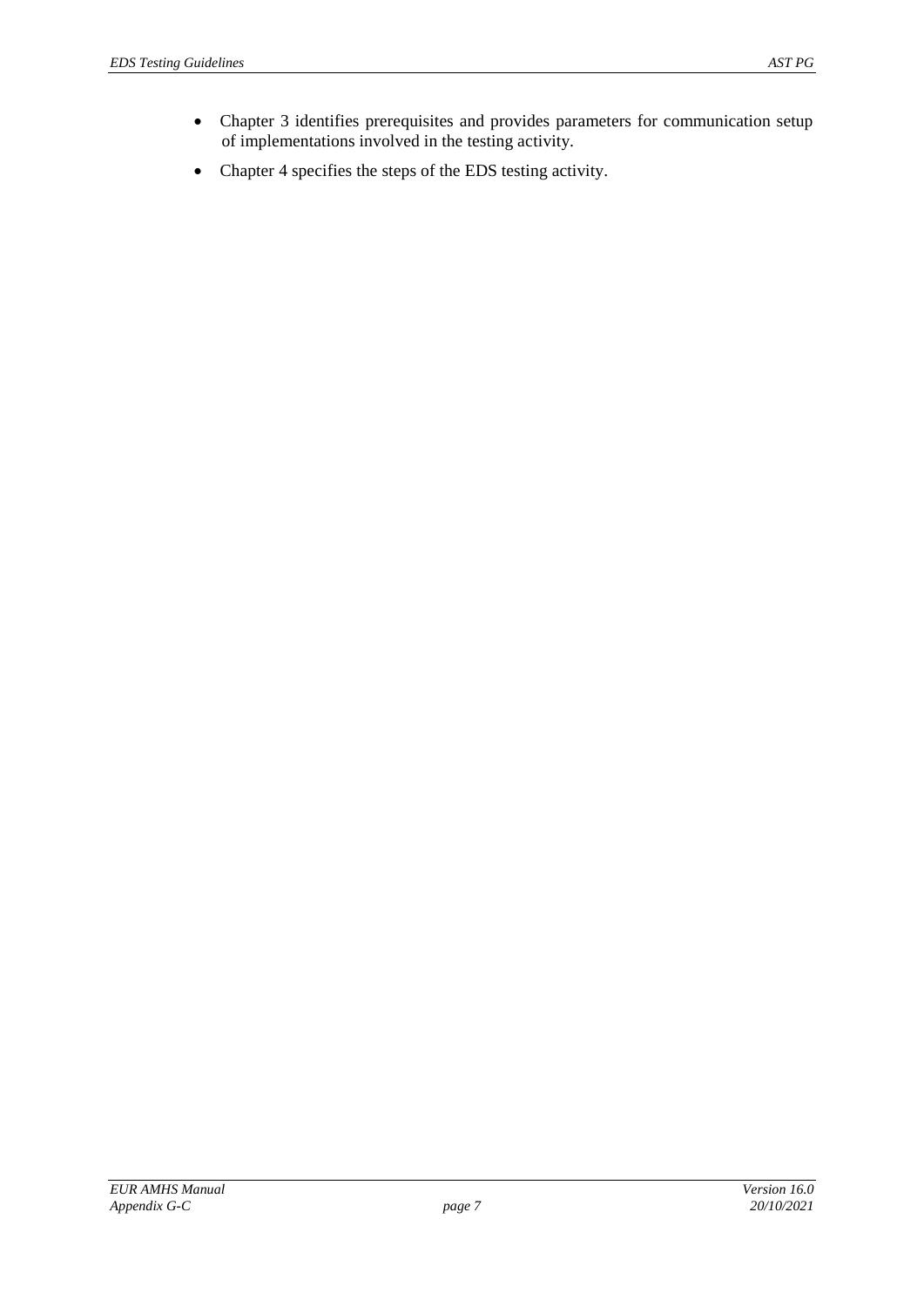- Chapter 3 identifies prerequisites and provides parameters for communication setup of implementations involved in the testing activity.
- Chapter 4 specifies the steps of the EDS testing activity.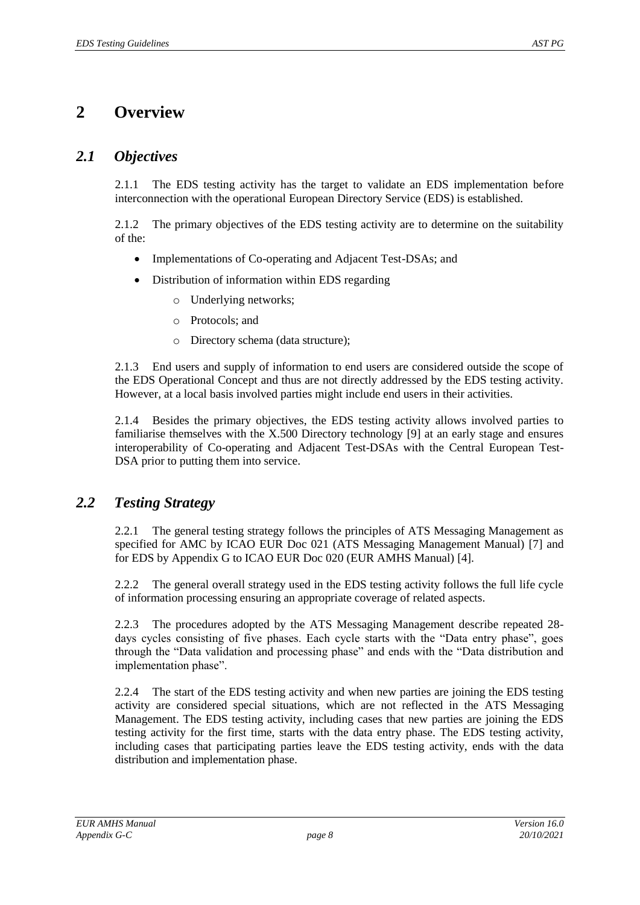# 2 Overview

## *2.1 Objectives*

2.1.1 The EDS testing activity has the target to validate an EDS implementation before interconnection with the operational European Directory Service (EDS) is established.

2.1.2 The primary objectives of the EDS testing activity are to determine on the suitability of the:

- Implementations of Co-operating and Adjacent Test-DSAs; and
- Distribution of information within EDS regarding
  - Underlying networks;
  - Protocols; and
  - Directory schema (data structure);

2.1.3 End users and supply of information to end users are considered outside the scope of the EDS Operational Concept and thus are not directly addressed by the EDS testing activity. However, at a local basis involved parties might include end users in their activities.

2.1.4 Besides the primary objectives, the EDS testing activity allows involved parties to familiarise themselves with the X.500 Directory technology [9] at an early stage and ensures interoperability of Co-operating and Adjacent Test-DSAs with the Central European Test-DSA prior to putting them into service.

## *2.2 Testing Strategy*

2.2.1 The general testing strategy follows the principles of ATS Messaging Management as specified for AMC by ICAO EUR Doc 021 (ATS Messaging Management Manual) [7] and for EDS by Appendix G to ICAO EUR Doc 020 (EUR AMHS Manual) [4].

2.2.2 The general overall strategy used in the EDS testing activity follows the full life cycle of information processing ensuring an appropriate coverage of related aspects.

2.2.3 The procedures adopted by the ATS Messaging Management describe repeated 28-days cycles consisting of five phases. Each cycle starts with the "Data entry phase", goes through the "Data validation and processing phase" and ends with the "Data distribution and implementation phase".

2.2.4 The start of the EDS testing activity and when new parties are joining the EDS testing activity are considered special situations, which are not reflected in the ATS Messaging Management. The EDS testing activity, including cases that new parties are joining the EDS testing activity for the first time, starts with the data entry phase. The EDS testing activity, including cases that participating parties leave the EDS testing activity, ends with the data distribution and implementation phase.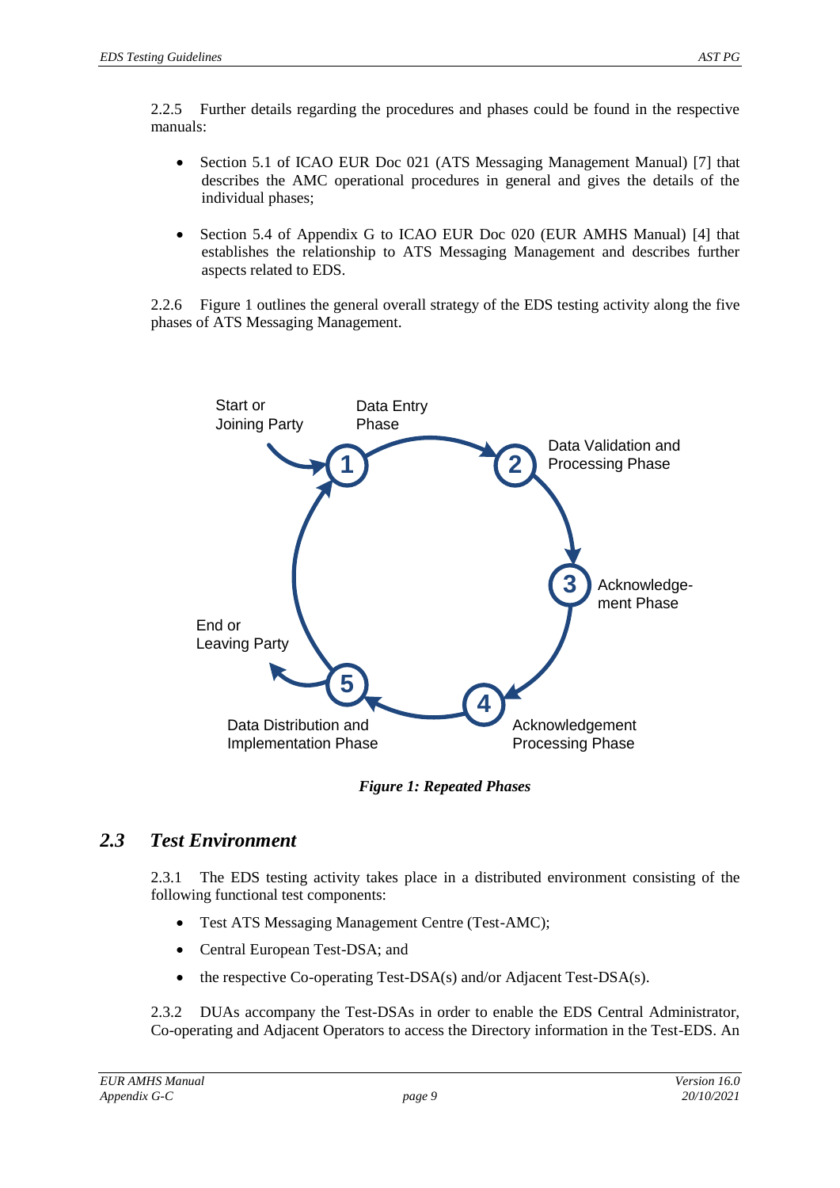2.2.5 Further details regarding the procedures and phases could be found in the respective manuals:

- Section 5.1 of ICAO EUR Doc 021 (ATS Messaging Management Manual) [7] that describes the AMC operational procedures in general and gives the details of the individual phases;
- Section 5.4 of Appendix G to ICAO EUR Doc 020 (EUR AMHS Manual) [4] that establishes the relationship to ATS Messaging Management and describes further aspects related to EDS.

2.2.6 Figure 1 outlines the general overall strategy of the EDS testing activity along the five phases of ATS Messaging Management.

Start or Joining Party

1 Data Entry Phase

2 Data Validation and Processing Phase

3 Acknowledge-ment Phase

4 Acknowledgement Processing Phase

5 Data Distribution and Implementation Phase

End or Leaving Party

***Figure 1: Repeated Phases***

## *2.3 Test Environment*

2.3.1 The EDS testing activity takes place in a distributed environment consisting of the following functional test components:

- Test ATS Messaging Management Centre (Test-AMC);
- Central European Test-DSA; and
- the respective Co-operating Test-DSA(s) and/or Adjacent Test-DSA(s).

2.3.2 DUAs accompany the Test-DSAs in order to enable the EDS Central Administrator, Co-operating and Adjacent Operators to access the Directory information in the Test-EDS. An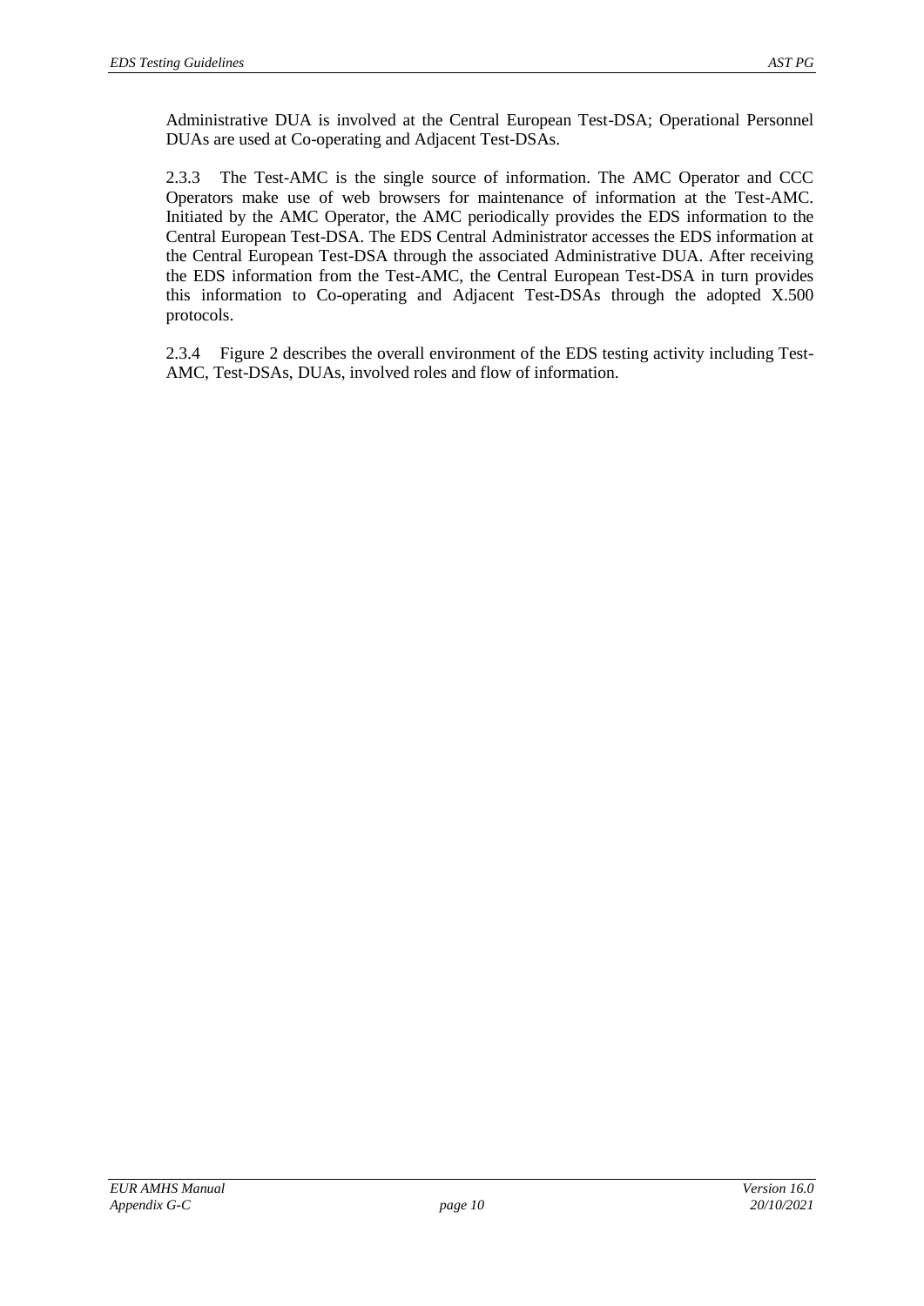Administrative DUA is involved at the Central European Test-DSA; Operational Personnel DUAs are used at Co-operating and Adjacent Test-DSAs.

2.3.3 The Test-AMC is the single source of information. The AMC Operator and CCC Operators make use of web browsers for maintenance of information at the Test-AMC. Initiated by the AMC Operator, the AMC periodically provides the EDS information to the Central European Test-DSA. The EDS Central Administrator accesses the EDS information at the Central European Test-DSA through the associated Administrative DUA. After receiving the EDS information from the Test-AMC, the Central European Test-DSA in turn provides this information to Co-operating and Adjacent Test-DSAs through the adopted X.500 protocols.

2.3.4 Figure 2 describes the overall environment of the EDS testing activity including Test-AMC, Test-DSAs, DUAs, involved roles and flow of information.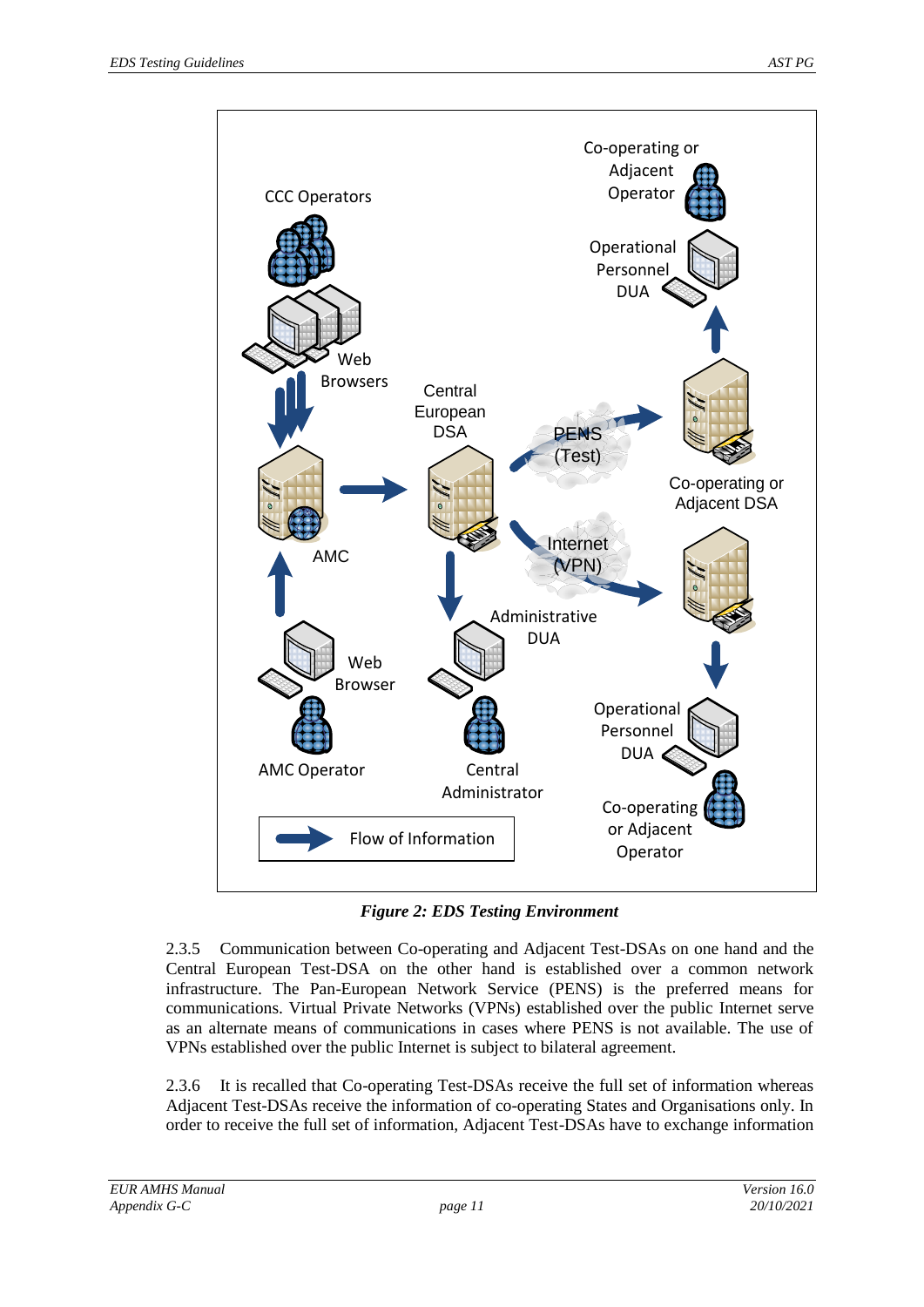*Figure 2: EDS Testing Environment*

2.3.5 Communication between Co-operating and Adjacent Test-DSAs on one hand and the Central European Test-DSA on the other hand is established over a common network infrastructure. The Pan-European Network Service (PENS) is the preferred means for communications. Virtual Private Networks (VPNs) established over the public Internet serve as an alternate means of communications in cases where PENS is not available. The use of VPNs established over the public Internet is subject to bilateral agreement.

2.3.6 It is recalled that Co-operating Test-DSAs receive the full set of information whereas Adjacent Test-DSAs receive the information of co-operating States and Organisations only. In order to receive the full set of information, Adjacent Test-DSAs have to exchange information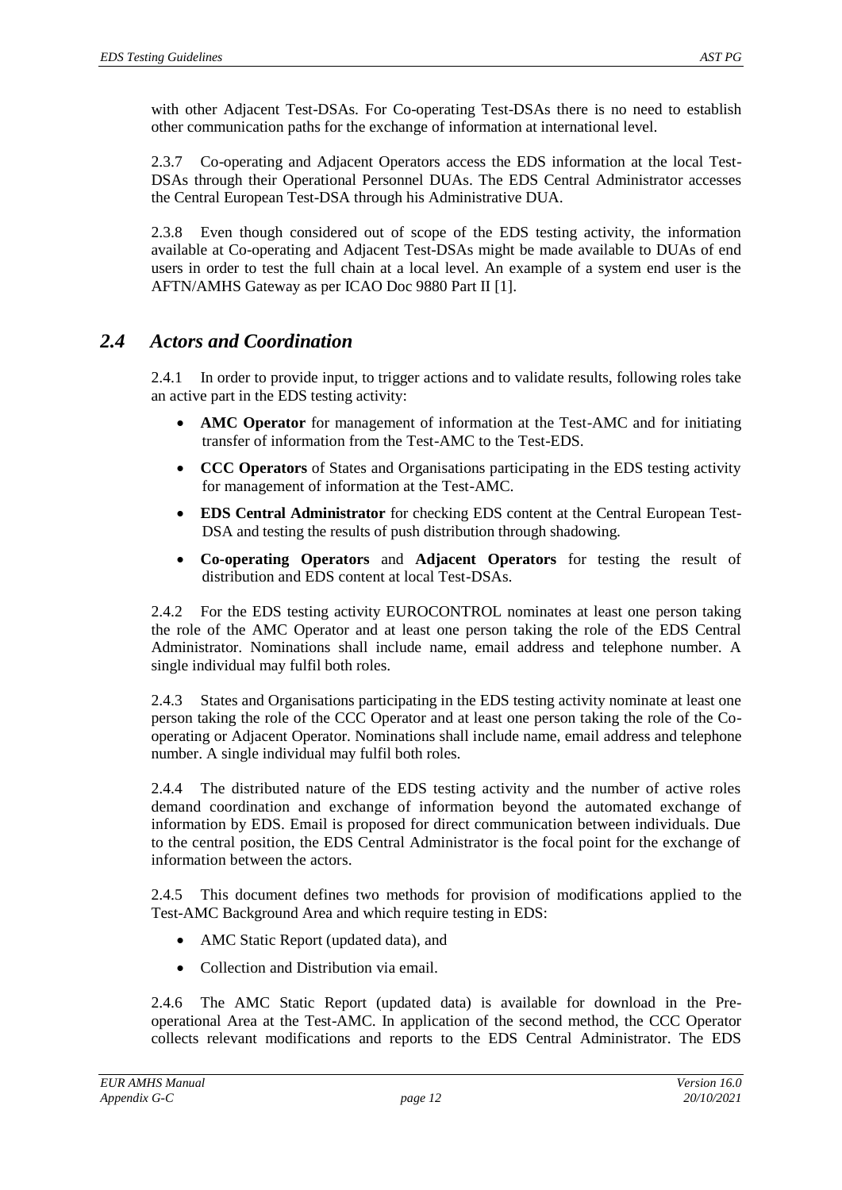with other Adjacent Test-DSAs. For Co-operating Test-DSAs there is no need to establish other communication paths for the exchange of information at international level.

2.3.7 Co-operating and Adjacent Operators access the EDS information at the local Test-DSAs through their Operational Personnel DUAs. The EDS Central Administrator accesses the Central European Test-DSA through his Administrative DUA.

2.3.8 Even though considered out of scope of the EDS testing activity, the information available at Co-operating and Adjacent Test-DSAs might be made available to DUAs of end users in order to test the full chain at a local level. An example of a system end user is the AFTN/AMHS Gateway as per ICAO Doc 9880 Part II [1].

## *2.4 Actors and Coordination*

2.4.1 In order to provide input, to trigger actions and to validate results, following roles take an active part in the EDS testing activity:

- **AMC Operator** for management of information at the Test-AMC and for initiating transfer of information from the Test-AMC to the Test-EDS.
- **CCC Operators** of States and Organisations participating in the EDS testing activity for management of information at the Test-AMC.
- **EDS Central Administrator** for checking EDS content at the Central European Test-DSA and testing the results of push distribution through shadowing.
- **Co-operating Operators** and **Adjacent Operators** for testing the result of distribution and EDS content at local Test-DSAs.

2.4.2 For the EDS testing activity EUROCONTROL nominates at least one person taking the role of the AMC Operator and at least one person taking the role of the EDS Central Administrator. Nominations shall include name, email address and telephone number. A single individual may fulfil both roles.

2.4.3 States and Organisations participating in the EDS testing activity nominate at least one person taking the role of the CCC Operator and at least one person taking the role of the Co-operating or Adjacent Operator. Nominations shall include name, email address and telephone number. A single individual may fulfil both roles.

2.4.4 The distributed nature of the EDS testing activity and the number of active roles demand coordination and exchange of information beyond the automated exchange of information by EDS. Email is proposed for direct communication between individuals. Due to the central position, the EDS Central Administrator is the focal point for the exchange of information between the actors.

2.4.5 This document defines two methods for provision of modifications applied to the Test-AMC Background Area and which require testing in EDS:

- AMC Static Report (updated data), and
- Collection and Distribution via email.

2.4.6 The AMC Static Report (updated data) is available for download in the Pre-operational Area at the Test-AMC. In application of the second method, the CCC Operator collects relevant modifications and reports to the EDS Central Administrator. The EDS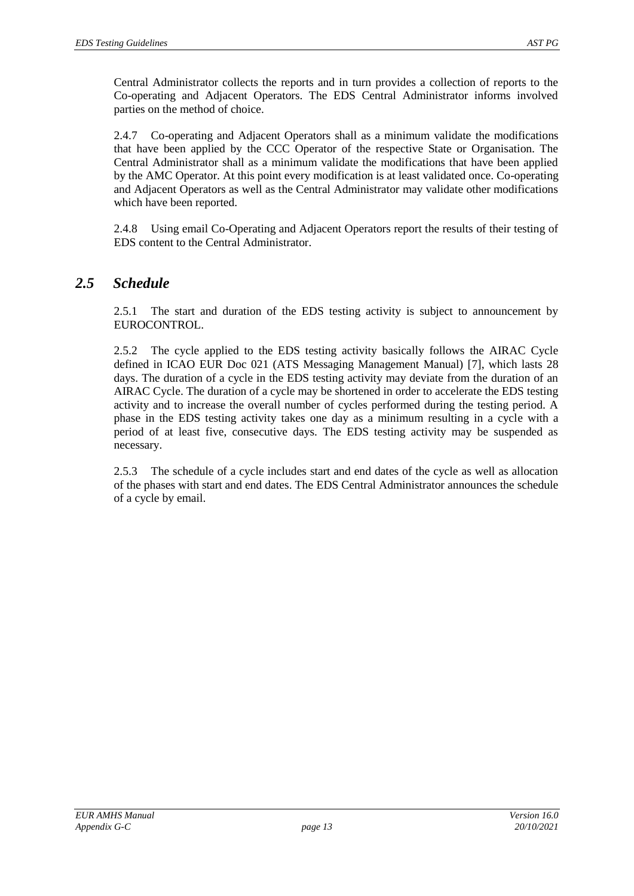Central Administrator collects the reports and in turn provides a collection of reports to the Co-operating and Adjacent Operators. The EDS Central Administrator informs involved parties on the method of choice.

2.4.7 Co-operating and Adjacent Operators shall as a minimum validate the modifications that have been applied by the CCC Operator of the respective State or Organisation. The Central Administrator shall as a minimum validate the modifications that have been applied by the AMC Operator. At this point every modification is at least validated once. Co-operating and Adjacent Operators as well as the Central Administrator may validate other modifications which have been reported.

2.4.8 Using email Co-Operating and Adjacent Operators report the results of their testing of EDS content to the Central Administrator.

## *2.5 Schedule*

2.5.1 The start and duration of the EDS testing activity is subject to announcement by EUROCONTROL.

2.5.2 The cycle applied to the EDS testing activity basically follows the AIRAC Cycle defined in ICAO EUR Doc 021 (ATS Messaging Management Manual) [7], which lasts 28 days. The duration of a cycle in the EDS testing activity may deviate from the duration of an AIRAC Cycle. The duration of a cycle may be shortened in order to accelerate the EDS testing activity and to increase the overall number of cycles performed during the testing period. A phase in the EDS testing activity takes one day as a minimum resulting in a cycle with a period of at least five, consecutive days. The EDS testing activity may be suspended as necessary.

2.5.3 The schedule of a cycle includes start and end dates of the cycle as well as allocation of the phases with start and end dates. The EDS Central Administrator announces the schedule of a cycle by email.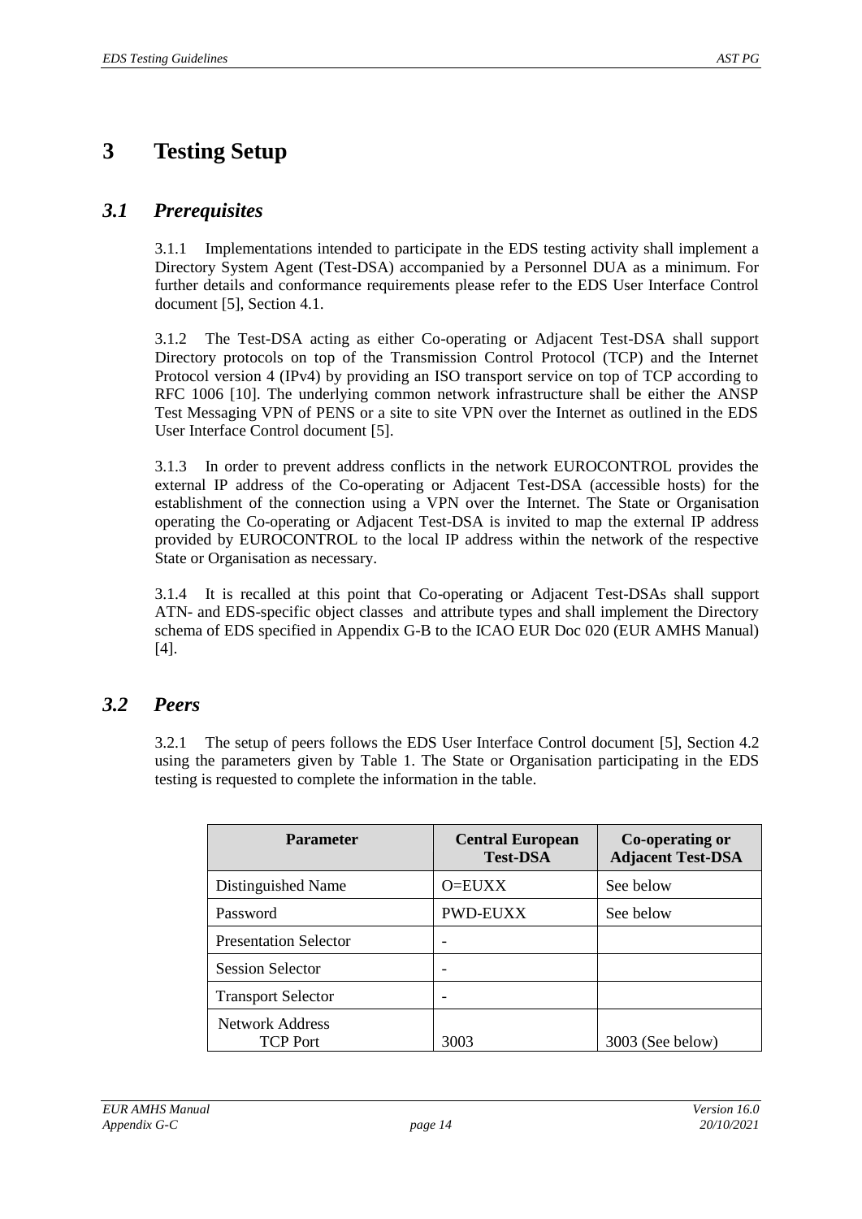# 3 Testing Setup

## *3.1 Prerequisites*

3.1.1 Implementations intended to participate in the EDS testing activity shall implement a Directory System Agent (Test-DSA) accompanied by a Personnel DUA as a minimum. For further details and conformance requirements please refer to the EDS User Interface Control document [5], Section 4.1.

3.1.2 The Test-DSA acting as either Co-operating or Adjacent Test-DSA shall support Directory protocols on top of the Transmission Control Protocol (TCP) and the Internet Protocol version 4 (IPv4) by providing an ISO transport service on top of TCP according to RFC 1006 [10]. The underlying common network infrastructure shall be either the ANSP Test Messaging VPN of PENS or a site to site VPN over the Internet as outlined in the EDS User Interface Control document [5].

3.1.3 In order to prevent address conflicts in the network EUROCONTROL provides the external IP address of the Co-operating or Adjacent Test-DSA (accessible hosts) for the establishment of the connection using a VPN over the Internet. The State or Organisation operating the Co-operating or Adjacent Test-DSA is invited to map the external IP address provided by EUROCONTROL to the local IP address within the network of the respective State or Organisation as necessary.

3.1.4 It is recalled at this point that Co-operating or Adjacent Test-DSAs shall support ATN- and EDS-specific object classes and attribute types and shall implement the Directory schema of EDS specified in Appendix G-B to the ICAO EUR Doc 020 (EUR AMHS Manual) [4].

## *3.2 Peers*

3.2.1 The setup of peers follows the EDS User Interface Control document [5], Section 4.2 using the parameters given by Table 1. The State or Organisation participating in the EDS testing is requested to complete the information in the table.

| Parameter | Central European Test-DSA | Co-operating or Adjacent Test-DSA |
|---|---|---|
| Distinguished Name | O=EUXX | See below |
| Password | PWD-EUXX | See below |
| Presentation Selector | - | |
| Session Selector | - | |
| Transport Selector | - | |
| Network Address<br>TCP Port | 3003 | 3003 (See below) |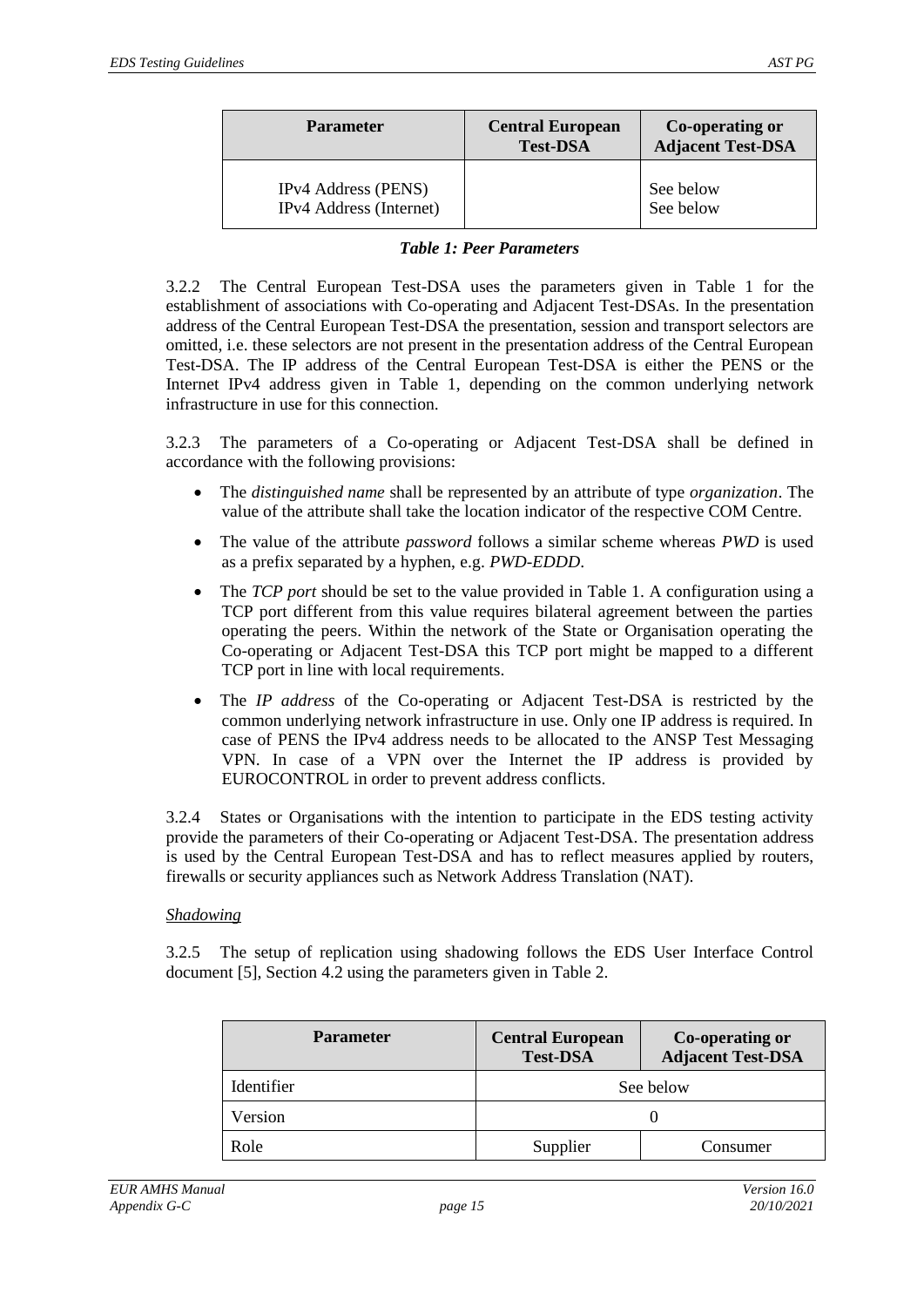| Parameter | Central European Test-DSA | Co-operating or Adjacent Test-DSA |
|---|---|---|
| IPv4 Address (PENS)<br>IPv4 Address (Internet) | | See below<br>See below |

***Table 1: Peer Parameters***

3.2.2 The Central European Test-DSA uses the parameters given in Table 1 for the establishment of associations with Co-operating and Adjacent Test-DSAs. In the presentation address of the Central European Test-DSA the presentation, session and transport selectors are omitted, i.e. these selectors are not present in the presentation address of the Central European Test-DSA. The IP address of the Central European Test-DSA is either the PENS or the Internet IPv4 address given in Table 1, depending on the common underlying network infrastructure in use for this connection.

3.2.3 The parameters of a Co-operating or Adjacent Test-DSA shall be defined in accordance with the following provisions:

- The *distinguished name* shall be represented by an attribute of type *organization*. The value of the attribute shall take the location indicator of the respective COM Centre.
- The value of the attribute *password* follows a similar scheme whereas *PWD* is used as a prefix separated by a hyphen, e.g. *PWD-EDDD*.
- The *TCP port* should be set to the value provided in Table 1. A configuration using a TCP port different from this value requires bilateral agreement between the parties operating the peers. Within the network of the State or Organisation operating the Co-operating or Adjacent Test-DSA this TCP port might be mapped to a different TCP port in line with local requirements.
- The *IP address* of the Co-operating or Adjacent Test-DSA is restricted by the common underlying network infrastructure in use. Only one IP address is required. In case of PENS the IPv4 address needs to be allocated to the ANSP Test Messaging VPN. In case of a VPN over the Internet the IP address is provided by EUROCONTROL in order to prevent address conflicts.

3.2.4 States or Organisations with the intention to participate in the EDS testing activity provide the parameters of their Co-operating or Adjacent Test-DSA. The presentation address is used by the Central European Test-DSA and has to reflect measures applied by routers, firewalls or security appliances such as Network Address Translation (NAT).

*Shadowing*

3.2.5 The setup of replication using shadowing follows the EDS User Interface Control document [5], Section 4.2 using the parameters given in Table 2.

| Parameter | Central European Test-DSA | Co-operating or Adjacent Test-DSA |
|---|---|---|
| Identifier | See below | |
| Version | 0 | |
| Role | Supplier | Consumer |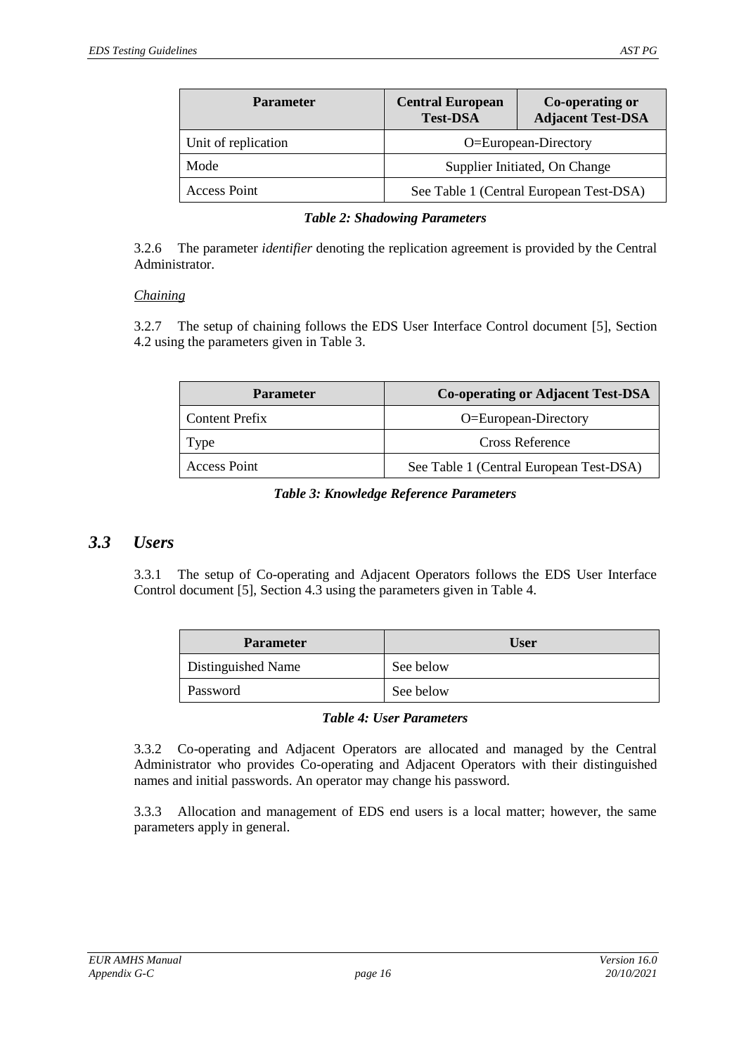| Parameter | Central European Test-DSA | Co-operating or Adjacent Test-DSA |
|---|---|---|
| Unit of replication | O=European-Directory | |
| Mode | Supplier Initiated, On Change | |
| Access Point | See Table 1 (Central European Test-DSA) | |

***Table 2: Shadowing Parameters***

3.2.6 The parameter *identifier* denoting the replication agreement is provided by the Central Administrator.

*Chaining*

3.2.7 The setup of chaining follows the EDS User Interface Control document [5], Section 4.2 using the parameters given in Table 3.

| Parameter | Co-operating or Adjacent Test-DSA |
|---|---|
| Content Prefix | O=European-Directory |
| Type | Cross Reference |
| Access Point | See Table 1 (Central European Test-DSA) |

***Table 3: Knowledge Reference Parameters***

## *3.3 Users*

3.3.1 The setup of Co-operating and Adjacent Operators follows the EDS User Interface Control document [5], Section 4.3 using the parameters given in Table 4.

| Parameter | User |
|---|---|
| Distinguished Name | See below |
| Password | See below |

***Table 4: User Parameters***

3.3.2 Co-operating and Adjacent Operators are allocated and managed by the Central Administrator who provides Co-operating and Adjacent Operators with their distinguished names and initial passwords. An operator may change his password.

3.3.3 Allocation and management of EDS end users is a local matter; however, the same parameters apply in general.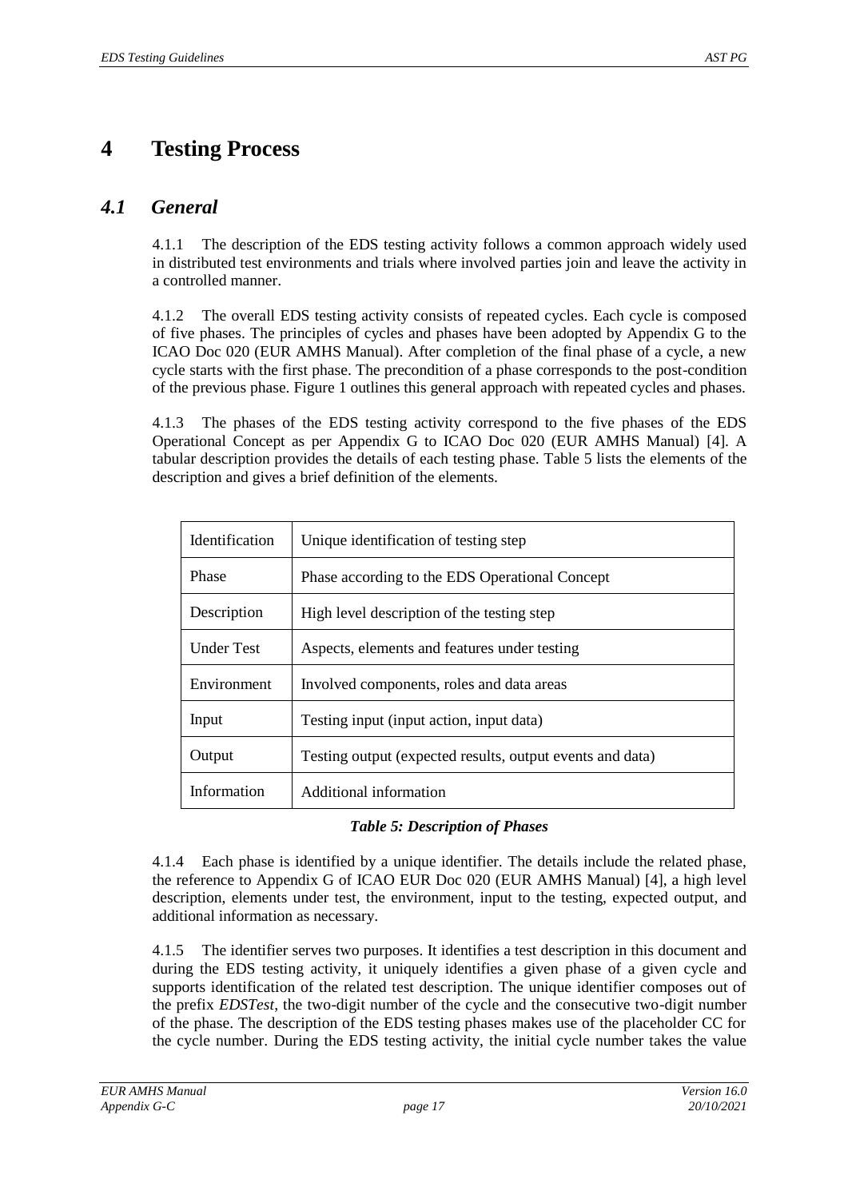# 4 Testing Process

## *4.1 General*

4.1.1 The description of the EDS testing activity follows a common approach widely used in distributed test environments and trials where involved parties join and leave the activity in a controlled manner.

4.1.2 The overall EDS testing activity consists of repeated cycles. Each cycle is composed of five phases. The principles of cycles and phases have been adopted by Appendix G to the ICAO Doc 020 (EUR AMHS Manual). After completion of the final phase of a cycle, a new cycle starts with the first phase. The precondition of a phase corresponds to the post-condition of the previous phase. Figure 1 outlines this general approach with repeated cycles and phases.

4.1.3 The phases of the EDS testing activity correspond to the five phases of the EDS Operational Concept as per Appendix G to ICAO Doc 020 (EUR AMHS Manual) [4]. A tabular description provides the details of each testing phase. Table 5 lists the elements of the description and gives a brief definition of the elements.

| Identification | Unique identification of testing step |
|---|---|
| Phase | Phase according to the EDS Operational Concept |
| Description | High level description of the testing step |
| Under Test | Aspects, elements and features under testing |
| Environment | Involved components, roles and data areas |
| Input | Testing input (input action, input data) |
| Output | Testing output (expected results, output events and data) |
| Information | Additional information |

***Table 5: Description of Phases***

4.1.4 Each phase is identified by a unique identifier. The details include the related phase, the reference to Appendix G of ICAO EUR Doc 020 (EUR AMHS Manual) [4], a high level description, elements under test, the environment, input to the testing, expected output, and additional information as necessary.

4.1.5 The identifier serves two purposes. It identifies a test description in this document and during the EDS testing activity, it uniquely identifies a given phase of a given cycle and supports identification of the related test description. The unique identifier composes out of the prefix *EDSTest*, the two-digit number of the cycle and the consecutive two-digit number of the phase. The description of the EDS testing phases makes use of the placeholder CC for the cycle number. During the EDS testing activity, the initial cycle number takes the value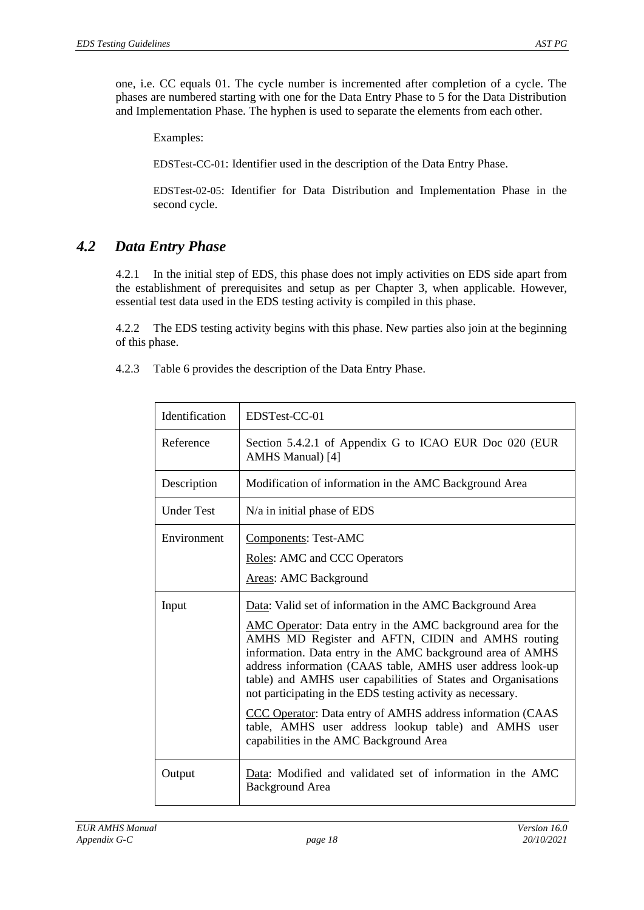one, i.e. CC equals 01. The cycle number is incremented after completion of a cycle. The phases are numbered starting with one for the Data Entry Phase to 5 for the Data Distribution and Implementation Phase. The hyphen is used to separate the elements from each other.

Examples:

EDSTest-CC-01: Identifier used in the description of the Data Entry Phase.

EDSTest-02-05: Identifier for Data Distribution and Implementation Phase in the second cycle.

## *4.2 Data Entry Phase*

4.2.1 In the initial step of EDS, this phase does not imply activities on EDS side apart from the establishment of prerequisites and setup as per Chapter 3, when applicable. However, essential test data used in the EDS testing activity is compiled in this phase.

4.2.2 The EDS testing activity begins with this phase. New parties also join at the beginning of this phase.

4.2.3 Table 6 provides the description of the Data Entry Phase.

| Identification | EDSTest-CC-01 |
|---|---|
| Reference | Section 5.4.2.1 of Appendix G to ICAO EUR Doc 020 (EUR AMHS Manual) [4] |
| Description | Modification of information in the AMC Background Area |
| Under Test | N/a in initial phase of EDS |
| Environment | Components: Test-AMC<br>Roles: AMC and CCC Operators<br>Areas: AMC Background |
| Input | Data: Valid set of information in the AMC Background Area<br>AMC Operator: Data entry in the AMC background area for the AMHS MD Register and AFTN, CIDIN and AMHS routing information. Data entry in the AMC background area of AMHS address information (CAAS table, AMHS user address look-up table) and AMHS user capabilities of States and Organisations not participating in the EDS testing activity as necessary.<br>CCC Operator: Data entry of AMHS address information (CAAS table, AMHS user address lookup table) and AMHS user capabilities in the AMC Background Area |
| Output | Data: Modified and validated set of information in the AMC Background Area |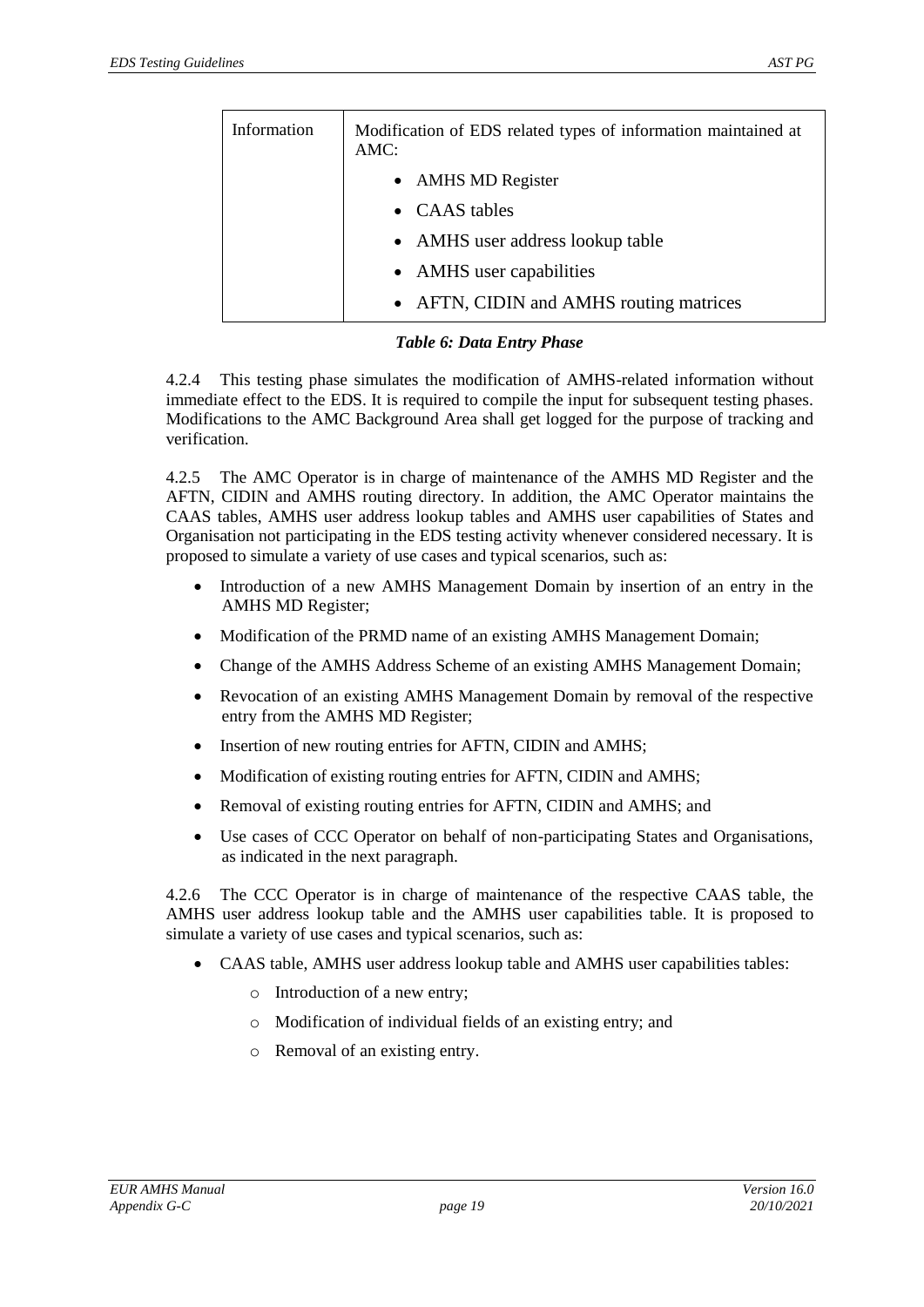| Information | Modification of EDS related types of information maintained at AMC:<br>• AMHS MD Register<br>• CAAS tables<br>• AMHS user address lookup table<br>• AMHS user capabilities<br>• AFTN, CIDIN and AMHS routing matrices |
|---|---|

***Table 6: Data Entry Phase***

4.2.4 This testing phase simulates the modification of AMHS-related information without immediate effect to the EDS. It is required to compile the input for subsequent testing phases. Modifications to the AMC Background Area shall get logged for the purpose of tracking and verification.

4.2.5 The AMC Operator is in charge of maintenance of the AMHS MD Register and the AFTN, CIDIN and AMHS routing directory. In addition, the AMC Operator maintains the CAAS tables, AMHS user address lookup tables and AMHS user capabilities of States and Organisation not participating in the EDS testing activity whenever considered necessary. It is proposed to simulate a variety of use cases and typical scenarios, such as:

- Introduction of a new AMHS Management Domain by insertion of an entry in the AMHS MD Register;
- Modification of the PRMD name of an existing AMHS Management Domain;
- Change of the AMHS Address Scheme of an existing AMHS Management Domain;
- Revocation of an existing AMHS Management Domain by removal of the respective entry from the AMHS MD Register;
- Insertion of new routing entries for AFTN, CIDIN and AMHS;
- Modification of existing routing entries for AFTN, CIDIN and AMHS;
- Removal of existing routing entries for AFTN, CIDIN and AMHS; and
- Use cases of CCC Operator on behalf of non-participating States and Organisations, as indicated in the next paragraph.

4.2.6 The CCC Operator is in charge of maintenance of the respective CAAS table, the AMHS user address lookup table and the AMHS user capabilities table. It is proposed to simulate a variety of use cases and typical scenarios, such as:

- CAAS table, AMHS user address lookup table and AMHS user capabilities tables:
  - Introduction of a new entry;
  - Modification of individual fields of an existing entry; and
  - Removal of an existing entry.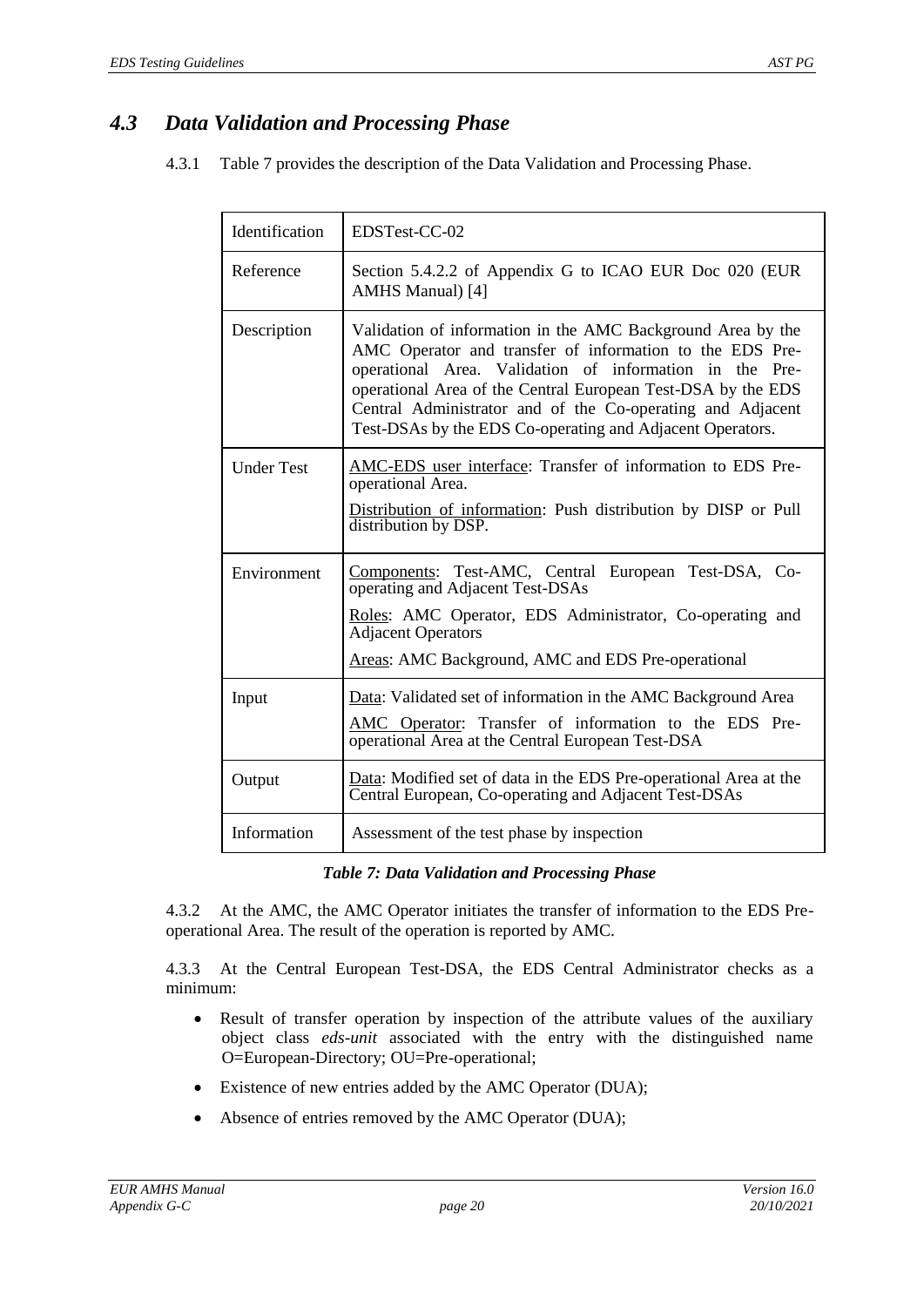## 4.3 Data Validation and Processing Phase

4.3.1 Table 7 provides the description of the Data Validation and Processing Phase.

| | |
|---|---|
| Identification | EDSTest-CC-02 |
| Reference | Section 5.4.2.2 of Appendix G to ICAO EUR Doc 020 (EUR AMHS Manual) [4] |
| Description | Validation of information in the AMC Background Area by the AMC Operator and transfer of information to the EDS Pre-operational Area. Validation of information in the Pre-operational Area of the Central European Test-DSA by the EDS Central Administrator and of the Co-operating and Adjacent Test-DSAs by the EDS Co-operating and Adjacent Operators. |
| Under Test | AMC-EDS user interface: Transfer of information to EDS Pre-operational Area.<br>Distribution of information: Push distribution by DISP or Pull distribution by DSP. |
| Environment | Components: Test-AMC, Central European Test-DSA, Co-operating and Adjacent Test-DSAs<br>Roles: AMC Operator, EDS Administrator, Co-operating and Adjacent Operators<br>Areas: AMC Background, AMC and EDS Pre-operational |
| Input | Data: Validated set of information in the AMC Background Area<br>AMC Operator: Transfer of information to the EDS Pre-operational Area at the Central European Test-DSA |
| Output | Data: Modified set of data in the EDS Pre-operational Area at the Central European, Co-operating and Adjacent Test-DSAs |
| Information | Assessment of the test phase by inspection |

***Table 7: Data Validation and Processing Phase***

4.3.2 At the AMC, the AMC Operator initiates the transfer of information to the EDS Pre-operational Area. The result of the operation is reported by AMC.

4.3.3 At the Central European Test-DSA, the EDS Central Administrator checks as a minimum:

- Result of transfer operation by inspection of the attribute values of the auxiliary object class *eds-unit* associated with the entry with the distinguished name O=European-Directory; OU=Pre-operational;
- Existence of new entries added by the AMC Operator (DUA);
- Absence of entries removed by the AMC Operator (DUA);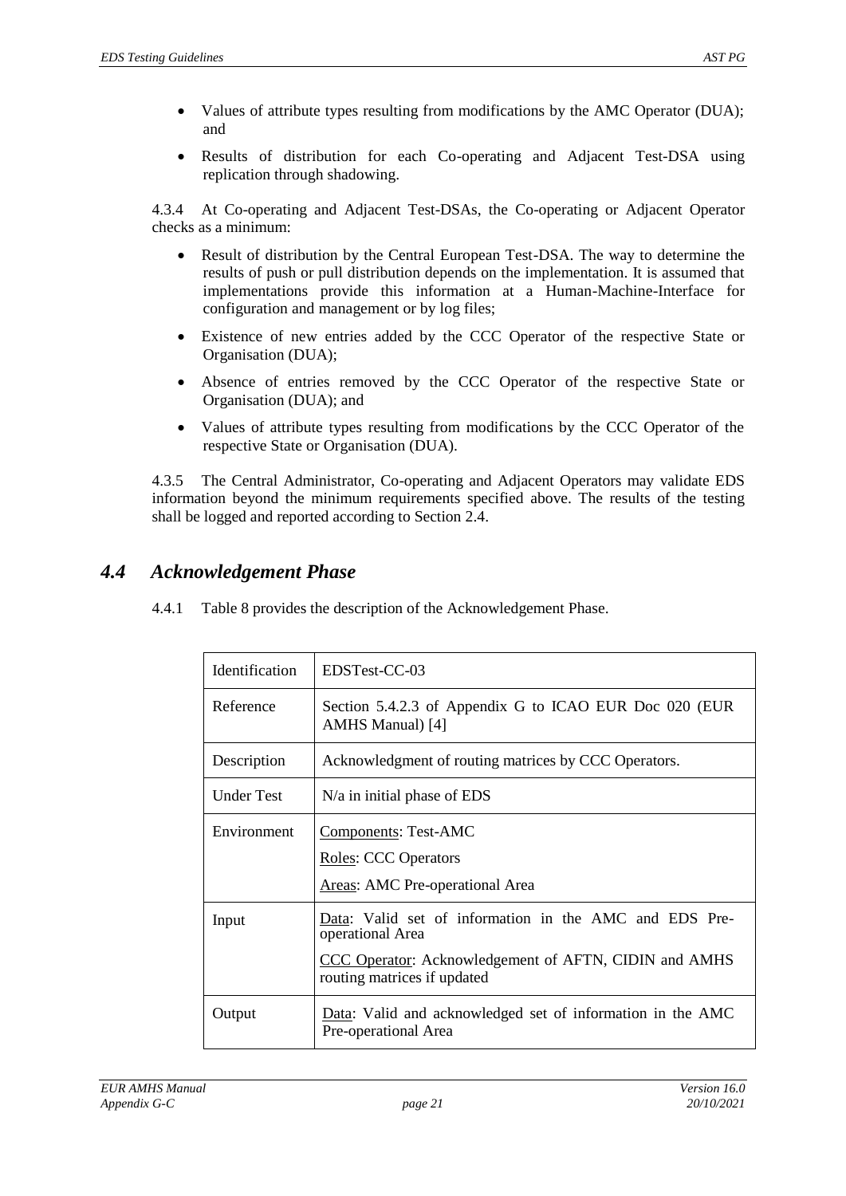- Values of attribute types resulting from modifications by the AMC Operator (DUA); and
- Results of distribution for each Co-operating and Adjacent Test-DSA using replication through shadowing.

4.3.4 At Co-operating and Adjacent Test-DSAs, the Co-operating or Adjacent Operator checks as a minimum:

- Result of distribution by the Central European Test-DSA. The way to determine the results of push or pull distribution depends on the implementation. It is assumed that implementations provide this information at a Human-Machine-Interface for configuration and management or by log files;
- Existence of new entries added by the CCC Operator of the respective State or Organisation (DUA);
- Absence of entries removed by the CCC Operator of the respective State or Organisation (DUA); and
- Values of attribute types resulting from modifications by the CCC Operator of the respective State or Organisation (DUA).

4.3.5 The Central Administrator, Co-operating and Adjacent Operators may validate EDS information beyond the minimum requirements specified above. The results of the testing shall be logged and reported according to Section 2.4.

## *4.4 Acknowledgement Phase*

4.4.1 Table 8 provides the description of the Acknowledgement Phase.

| Identification | EDSTest-CC-03 |
|---|---|
| Reference | Section 5.4.2.3 of Appendix G to ICAO EUR Doc 020 (EUR AMHS Manual) [4] |
| Description | Acknowledgment of routing matrices by CCC Operators. |
| Under Test | N/a in initial phase of EDS |
| Environment | Components: Test-AMC<br>Roles: CCC Operators<br>Areas: AMC Pre-operational Area |
| Input | Data: Valid set of information in the AMC and EDS Pre-operational Area<br>CCC Operator: Acknowledgement of AFTN, CIDIN and AMHS routing matrices if updated |
| Output | Data: Valid and acknowledged set of information in the AMC Pre-operational Area |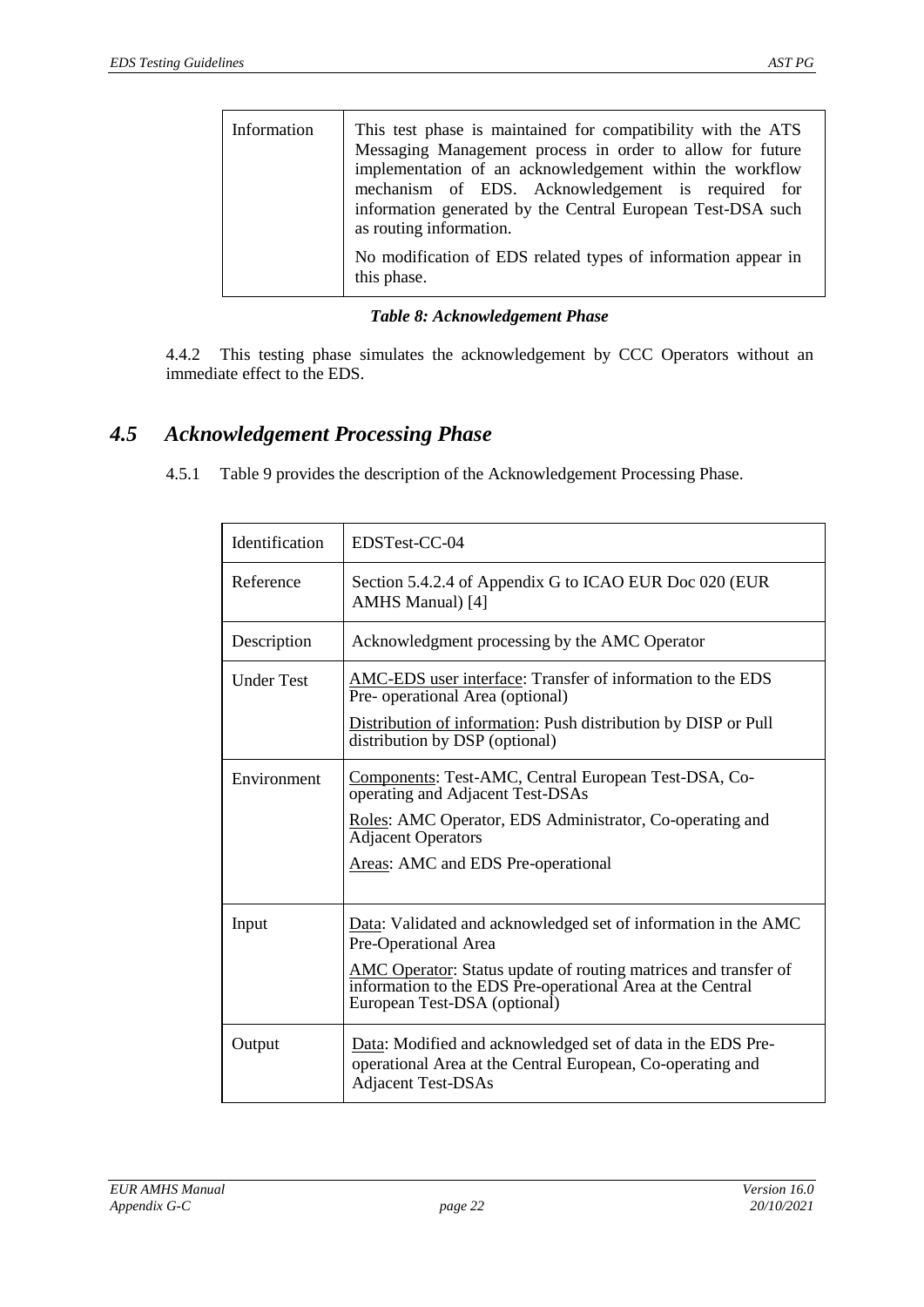| Information | This test phase is maintained for compatibility with the ATS Messaging Management process in order to allow for future implementation of an acknowledgement within the workflow mechanism of EDS. Acknowledgement is required for information generated by the Central European Test-DSA such as routing information.<br><br>No modification of EDS related types of information appear in this phase. |
|---|---|

***Table 8: Acknowledgement Phase***

4.4.2 This testing phase simulates the acknowledgement by CCC Operators without an immediate effect to the EDS.

## *4.5 Acknowledgement Processing Phase*

4.5.1 Table 9 provides the description of the Acknowledgement Processing Phase.

| Identification | EDSTest-CC-04 |
|---|---|
| Reference | Section 5.4.2.4 of Appendix G to ICAO EUR Doc 020 (EUR AMHS Manual) [4] |
| Description | Acknowledgment processing by the AMC Operator |
| Under Test | AMC-EDS user interface: Transfer of information to the EDS Pre- operational Area (optional)<br><br>Distribution of information: Push distribution by DISP or Pull distribution by DSP (optional) |
| Environment | Components: Test-AMC, Central European Test-DSA, Co-operating and Adjacent Test-DSAs<br><br>Roles: AMC Operator, EDS Administrator, Co-operating and Adjacent Operators<br><br>Areas: AMC and EDS Pre-operational |
| Input | Data: Validated and acknowledged set of information in the AMC Pre-Operational Area<br><br>AMC Operator: Status update of routing matrices and transfer of information to the EDS Pre-operational Area at the Central European Test-DSA (optional) |
| Output | Data: Modified and acknowledged set of data in the EDS Pre-operational Area at the Central European, Co-operating and Adjacent Test-DSAs |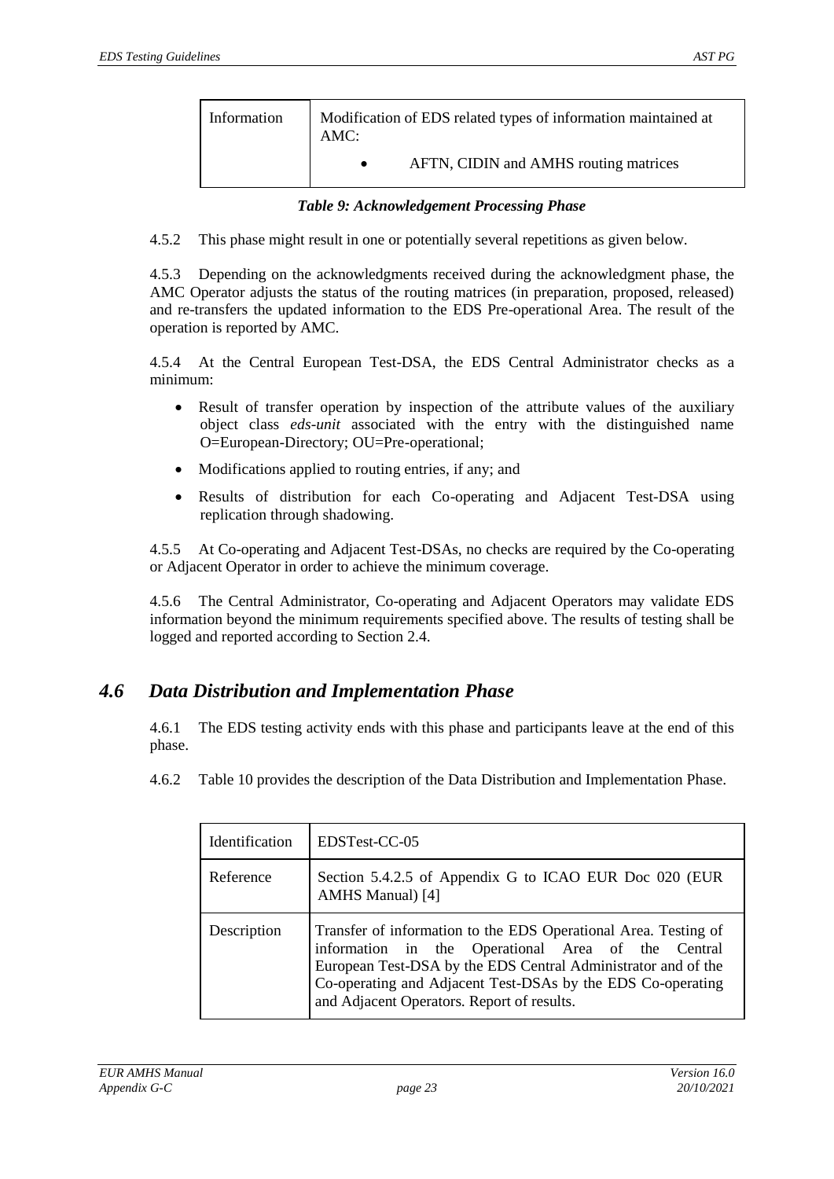| | |
|---|---|
| Information | Modification of EDS related types of information maintained at AMC:<br>• AFTN, CIDIN and AMHS routing matrices |

*Table 9: Acknowledgement Processing Phase*

4.5.2 This phase might result in one or potentially several repetitions as given below.

4.5.3 Depending on the acknowledgments received during the acknowledgment phase, the AMC Operator adjusts the status of the routing matrices (in preparation, proposed, released) and re-transfers the updated information to the EDS Pre-operational Area. The result of the operation is reported by AMC.

4.5.4 At the Central European Test-DSA, the EDS Central Administrator checks as a minimum:

- Result of transfer operation by inspection of the attribute values of the auxiliary object class *eds-unit* associated with the entry with the distinguished name O=European-Directory; OU=Pre-operational;
- Modifications applied to routing entries, if any; and
- Results of distribution for each Co-operating and Adjacent Test-DSA using replication through shadowing.

4.5.5 At Co-operating and Adjacent Test-DSAs, no checks are required by the Co-operating or Adjacent Operator in order to achieve the minimum coverage.

4.5.6 The Central Administrator, Co-operating and Adjacent Operators may validate EDS information beyond the minimum requirements specified above. The results of testing shall be logged and reported according to Section 2.4.

## *4.6 Data Distribution and Implementation Phase*

4.6.1 The EDS testing activity ends with this phase and participants leave at the end of this phase.

4.6.2 Table 10 provides the description of the Data Distribution and Implementation Phase.

| Identification | EDSTest-CC-05 |
|---|---|
| Reference | Section 5.4.2.5 of Appendix G to ICAO EUR Doc 020 (EUR AMHS Manual) [4] |
| Description | Transfer of information to the EDS Operational Area. Testing of information in the Operational Area of the Central European Test-DSA by the EDS Central Administrator and of the Co-operating and Adjacent Test-DSAs by the EDS Co-operating and Adjacent Operators. Report of results. |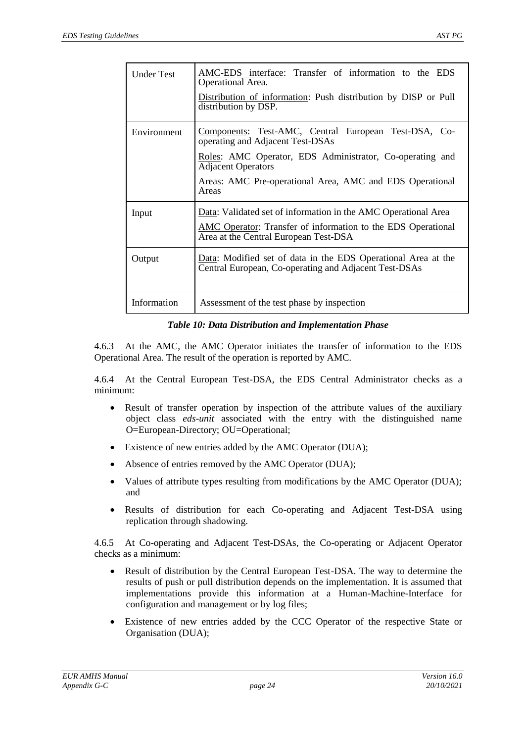| | |
|---|---|
| Under Test | <u>AMC-EDS interface</u>: Transfer of information to the EDS Operational Area.<br><u>Distribution of information</u>: Push distribution by DISP or Pull distribution by DSP. |
| Environment | <u>Components</u>: Test-AMC, Central European Test-DSA, Co-operating and Adjacent Test-DSAs<br><u>Roles</u>: AMC Operator, EDS Administrator, Co-operating and Adjacent Operators<br><u>Areas</u>: AMC Pre-operational Area, AMC and EDS Operational Areas |
| Input | <u>Data</u>: Validated set of information in the AMC Operational Area<br><u>AMC Operator</u>: Transfer of information to the EDS Operational Area at the Central European Test-DSA |
| Output | <u>Data</u>: Modified set of data in the EDS Operational Area at the Central European, Co-operating and Adjacent Test-DSAs |
| Information | Assessment of the test phase by inspection |

***Table 10: Data Distribution and Implementation Phase***

4.6.3 At the AMC, the AMC Operator initiates the transfer of information to the EDS Operational Area. The result of the operation is reported by AMC.

4.6.4 At the Central European Test-DSA, the EDS Central Administrator checks as a minimum:

- Result of transfer operation by inspection of the attribute values of the auxiliary object class *eds-unit* associated with the entry with the distinguished name O=European-Directory; OU=Operational;
- Existence of new entries added by the AMC Operator (DUA);
- Absence of entries removed by the AMC Operator (DUA);
- Values of attribute types resulting from modifications by the AMC Operator (DUA); and
- Results of distribution for each Co-operating and Adjacent Test-DSA using replication through shadowing.

4.6.5 At Co-operating and Adjacent Test-DSAs, the Co-operating or Adjacent Operator checks as a minimum:

- Result of distribution by the Central European Test-DSA. The way to determine the results of push or pull distribution depends on the implementation. It is assumed that implementations provide this information at a Human-Machine-Interface for configuration and management or by log files;
- Existence of new entries added by the CCC Operator of the respective State or Organisation (DUA);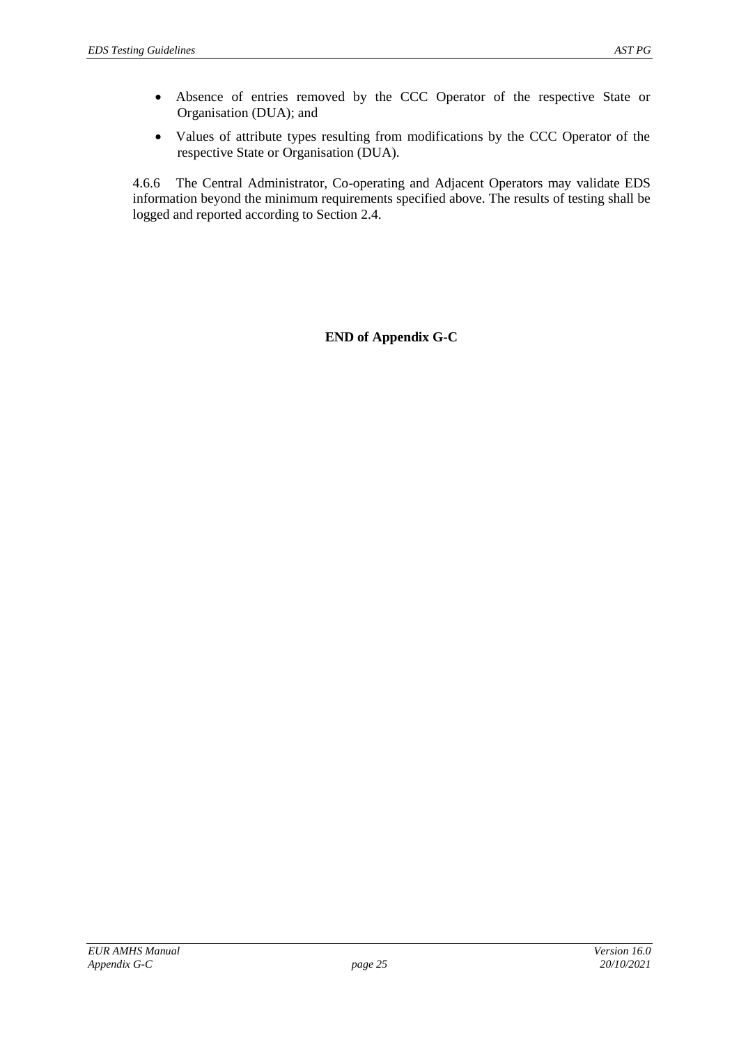- Absence of entries removed by the CCC Operator of the respective State or Organisation (DUA); and
- Values of attribute types resulting from modifications by the CCC Operator of the respective State or Organisation (DUA).

4.6.6 The Central Administrator, Co-operating and Adjacent Operators may validate EDS information beyond the minimum requirements specified above. The results of testing shall be logged and reported according to Section 2.4.

**END of Appendix G-C**